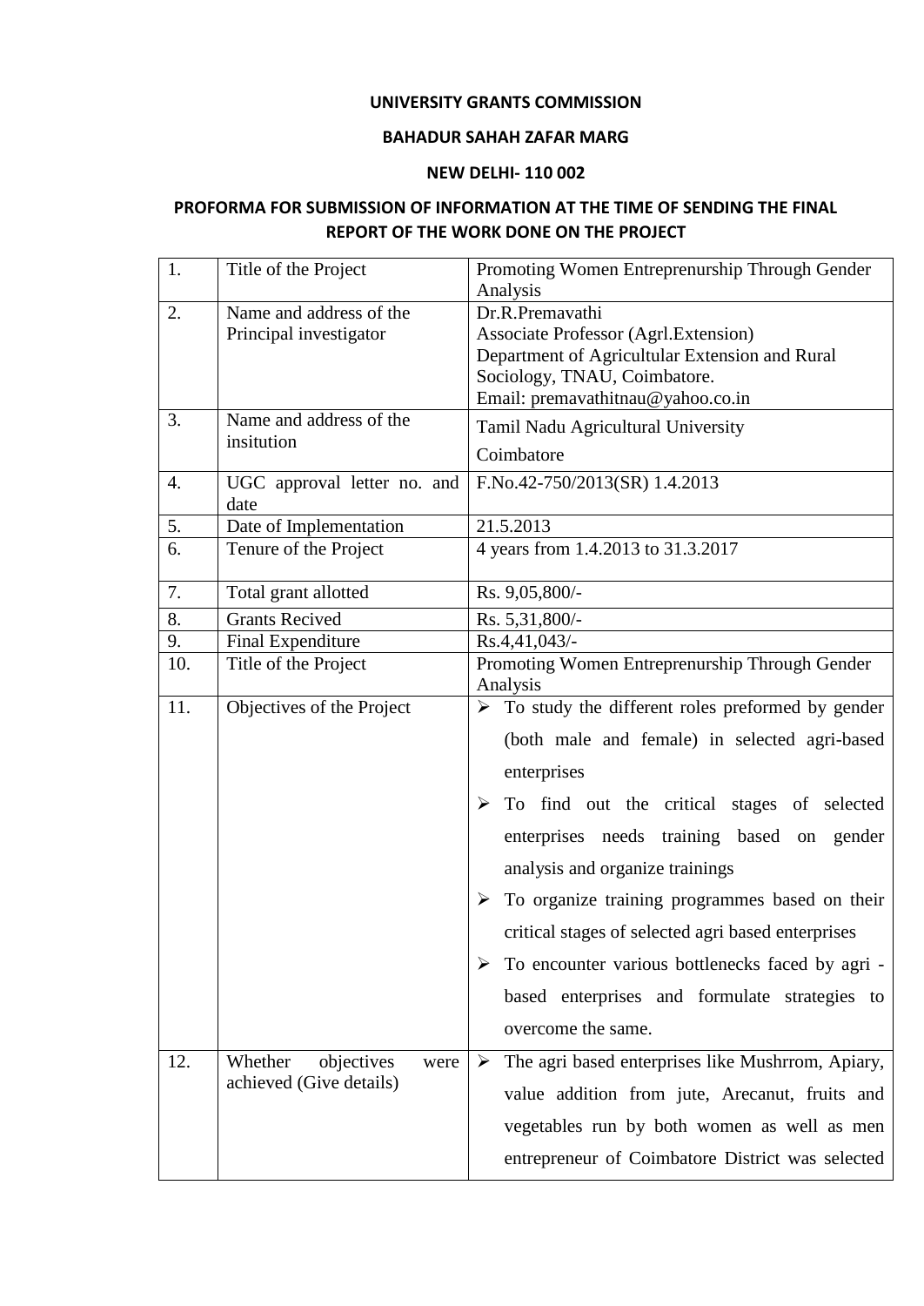**UNIVERSITY GRANTS COMMISSION**

**BAHADUR SAHAH ZAFAR MARG**

**NEW DELHI- 110 002**

**PROFORMA FOR SUBMISSION OF INFORMATION AT THE TIME OF SENDING THE FINAL REPORT OF THE WORK DONE ON THE PROJECT**

| | | |
|---|---|---|
| 1. | Title of the Project | Promoting Women Entreprenurship Through Gender Analysis |
| 2. | Name and address of the Principal investigator | Dr.R.Premavathi<br>Associate Professor (Agrl.Extension)<br>Department of Agricultular Extension and Rural Sociology, TNAU, Coimbatore.<br>Email: premavathitnau@yahoo.co.in |
| 3. | Name and address of the insitution | Tamil Nadu Agricultural University<br>Coimbatore |
| 4. | UGC approval letter no. and date | F.No.42-750/2013(SR) 1.4.2013 |
| 5. | Date of Implementation | 21.5.2013 |
| 6. | Tenure of the Project | 4 years from 1.4.2013 to 31.3.2017 |
| 7. | Total grant allotted | Rs. 9,05,800/- |
| 8. | Grants Recived | Rs. 5,31,800/- |
| 9. | Final Expenditure | Rs.4,41,043/- |
| 10. | Title of the Project | Promoting Women Entreprenurship Through Gender Analysis |
| 11. | Objectives of the Project | ➢ To study the different roles preformed by gender (both male and female) in selected agri-based enterprises<br>➢ To find out the critical stages of selected enterprises needs training based on gender analysis and organize trainings<br>➢ To organize training programmes based on their critical stages of selected agri based enterprises<br>➢ To encounter various bottlenecks faced by agri - based enterprises and formulate strategies to overcome the same. |
| 12. | Whether objectives were achieved (Give details) | ➢ The agri based enterprises like Mushrrom, Apiary, value addition from jute, Arecanut, fruits and vegetables run by both women as well as men entrepreneur of Coimbatore District was selected |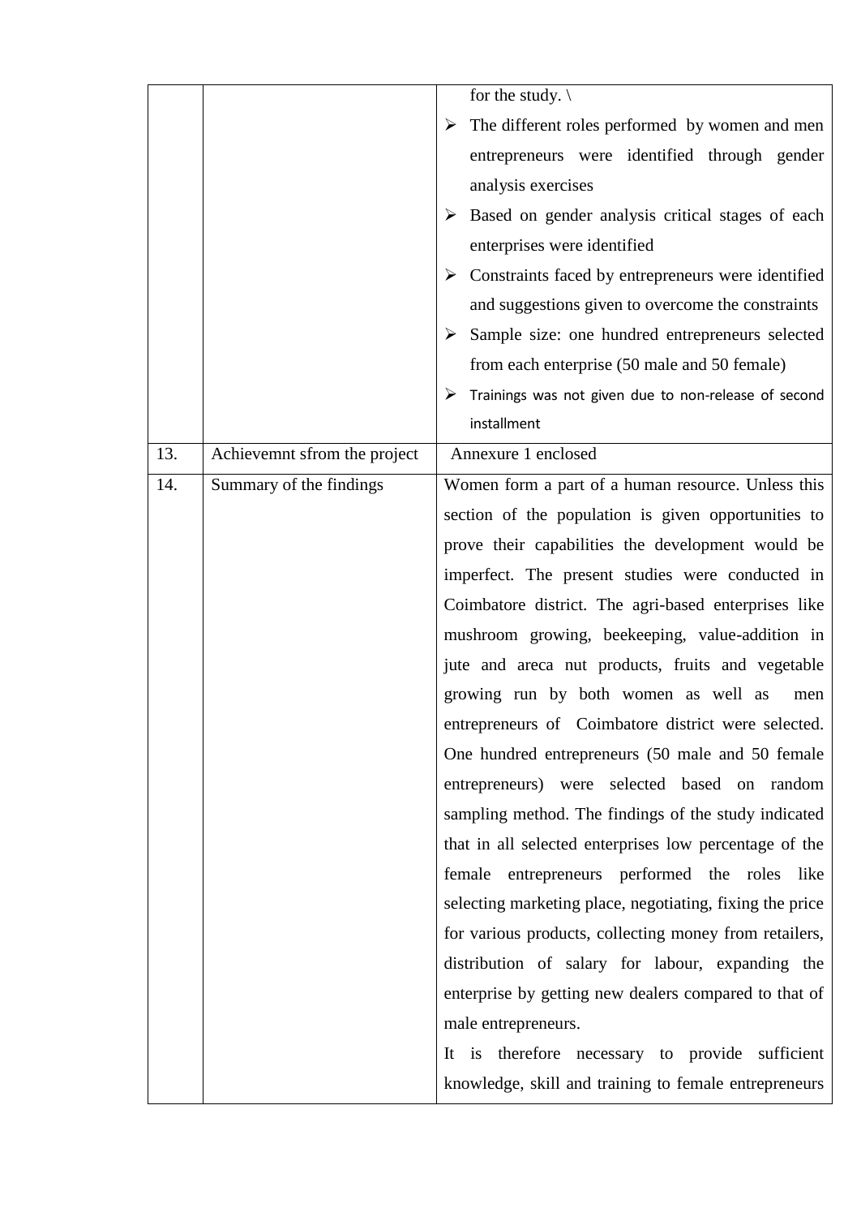|  |  |  |
| --- | --- | --- |
|  |  | for the study. \ <br>➢ The different roles performed by women and men entrepreneurs were identified through gender analysis exercises <br>➢ Based on gender analysis critical stages of each enterprises were identified <br>➢ Constraints faced by entrepreneurs were identified and suggestions given to overcome the constraints <br>➢ Sample size: one hundred entrepreneurs selected from each enterprise (50 male and 50 female) <br>➢ Trainings was not given due to non-release of second installment |
| 13. | Achievemnt sfrom the project | Annexure 1 enclosed |
| 14. | Summary of the findings | Women form a part of a human resource. Unless this section of the population is given opportunities to prove their capabilities the development would be imperfect. The present studies were conducted in Coimbatore district. The agri-based enterprises like mushroom growing, beekeeping, value-addition in jute and areca nut products, fruits and vegetable growing run by both women as well as men entrepreneurs of Coimbatore district were selected. One hundred entrepreneurs (50 male and 50 female entrepreneurs) were selected based on random sampling method. The findings of the study indicated that in all selected enterprises low percentage of the female entrepreneurs performed the roles like selecting marketing place, negotiating, fixing the price for various products, collecting money from retailers, distribution of salary for labour, expanding the enterprise by getting new dealers compared to that of male entrepreneurs. <br>It is therefore necessary to provide sufficient knowledge, skill and training to female entrepreneurs |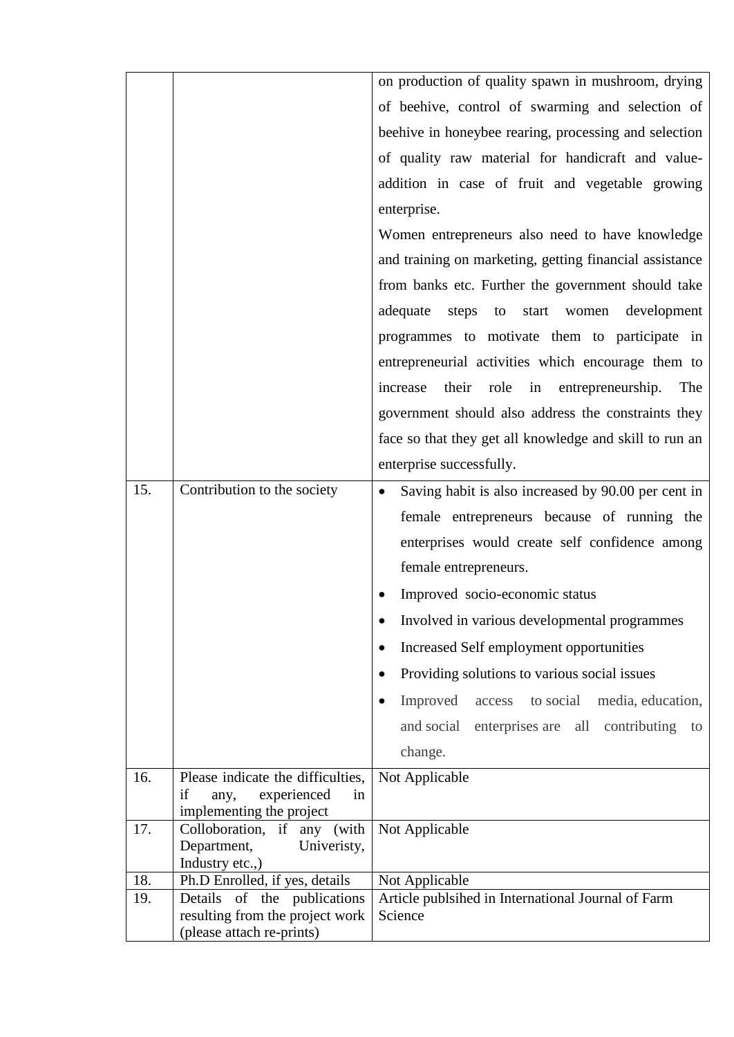| | | |
|---|---|---|
| | | on production of quality spawn in mushroom, drying of beehive, control of swarming and selection of beehive in honeybee rearing, processing and selection of quality raw material for handicraft and value-addition in case of fruit and vegetable growing enterprise.<br>Women entrepreneurs also need to have knowledge and training on marketing, getting financial assistance from banks etc. Further the government should take adequate steps to start women development programmes to motivate them to participate in entrepreneurial activities which encourage them to increase their role in entrepreneurship. The government should also address the constraints they face so that they get all knowledge and skill to run an enterprise successfully. |
| 15. | Contribution to the society | • Saving habit is also increased by 90.00 per cent in female entrepreneurs because of running the enterprises would create self confidence among female entrepreneurs.<br>• Improved socio-economic status<br>• Involved in various developmental programmes<br>• Increased Self employment opportunities<br>• Providing solutions to various social issues<br>• Improved access to social media, education, and social enterprises are all contributing to change. |
| 16. | Please indicate the difficulties, if any, experienced in implementing the project | Not Applicable |
| 17. | Colloboration, if any (with Department, Univeristy, Industry etc.,) | Not Applicable |
| 18. | Ph.D Enrolled, if yes, details | Not Applicable |
| 19. | Details of the publications resulting from the project work (please attach re-prints) | Article publsihed in International Journal of Farm Science |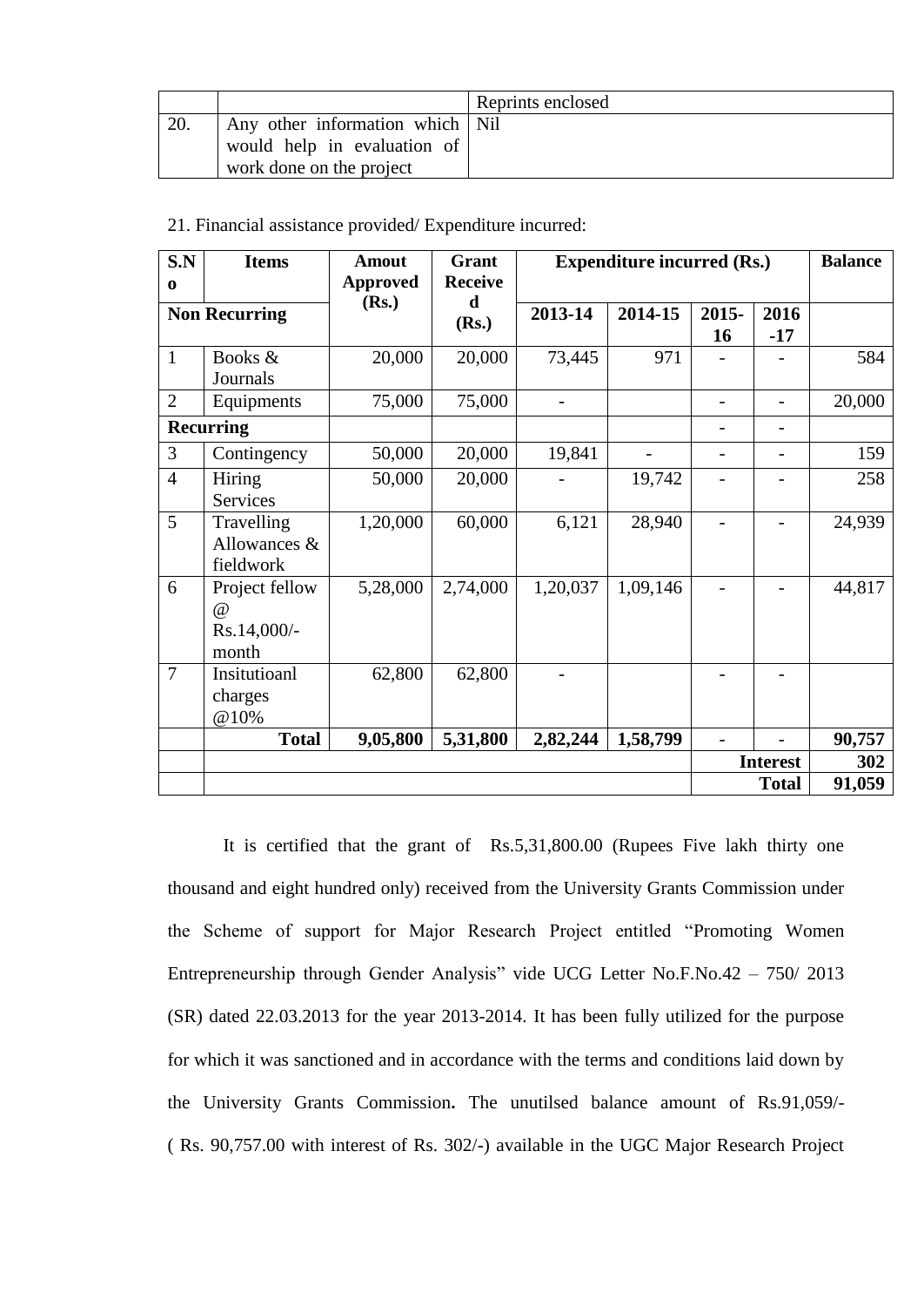|  |  | Reprints enclosed |
|---|---|---|
| 20. | Any other information which would help in evaluation of work done on the project | Nil |

21. Financial assistance provided/ Expenditure incurred:

| S.No | Items | Amout Approved (Rs.) | Grant Received (Rs.) | Expenditure incurred (Rs.) | | | | Balance |
|---|---|---|---|---|---|---|---|---|
| **Non Recurring** | | | | **2013-14** | **2014-15** | **2015-16** | **2016-17** | |
| 1 | Books & Journals | 20,000 | 20,000 | 73,445 | 971 | - | - | 584 |
| 2 | Equipments | 75,000 | 75,000 | - | | - | - | 20,000 |
| **Recurring** | | | | | | - | - | |
| 3 | Contingency | 50,000 | 20,000 | 19,841 | - | - | - | 159 |
| 4 | Hiring Services | 50,000 | 20,000 | - | 19,742 | - | - | 258 |
| 5 | Travelling Allowances & fieldwork | 1,20,000 | 60,000 | 6,121 | 28,940 | - | - | 24,939 |
| 6 | Project fellow @ Rs.14,000/- month | 5,28,000 | 2,74,000 | 1,20,037 | 1,09,146 | - | - | 44,817 |
| 7 | Insitutioanl charges @10% | 62,800 | 62,800 | - | | - | - | |
| | **Total** | **9,05,800** | **5,31,800** | **2,82,244** | **1,58,799** | - | - | **90,757** |
| | | | | | | | **Interest** | **302** |
| | | | | | | | **Total** | **91,059** |

It is certified that the grant of Rs.5,31,800.00 (Rupees Five lakh thirty one thousand and eight hundred only) received from the University Grants Commission under the Scheme of support for Major Research Project entitled "Promoting Women Entrepreneurship through Gender Analysis" vide UCG Letter No.F.No.42 – 750/ 2013 (SR) dated 22.03.2013 for the year 2013-2014. It has been fully utilized for the purpose for which it was sanctioned and in accordance with the terms and conditions laid down by the University Grants Commission**.** The unutilsed balance amount of Rs.91,059/- ( Rs. 90,757.00 with interest of Rs. 302/-) available in the UGC Major Research Project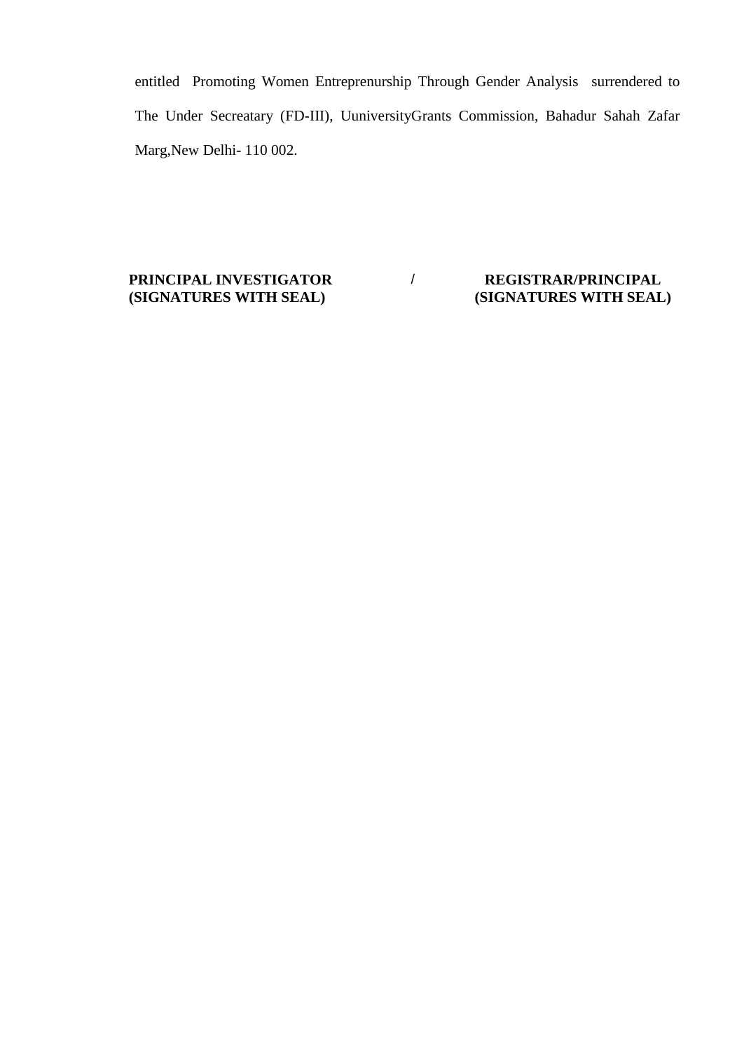entitled Promoting Women Entreprenurship Through Gender Analysis surrendered to The Under Secreatary (FD-III), UuniversityGrants Commission, Bahadur Sahah Zafar Marg,New Delhi- 110 002.

**PRINCIPAL INVESTIGATOR / REGISTRAR/PRINCIPAL**
**(SIGNATURES WITH SEAL) (SIGNATURES WITH SEAL)**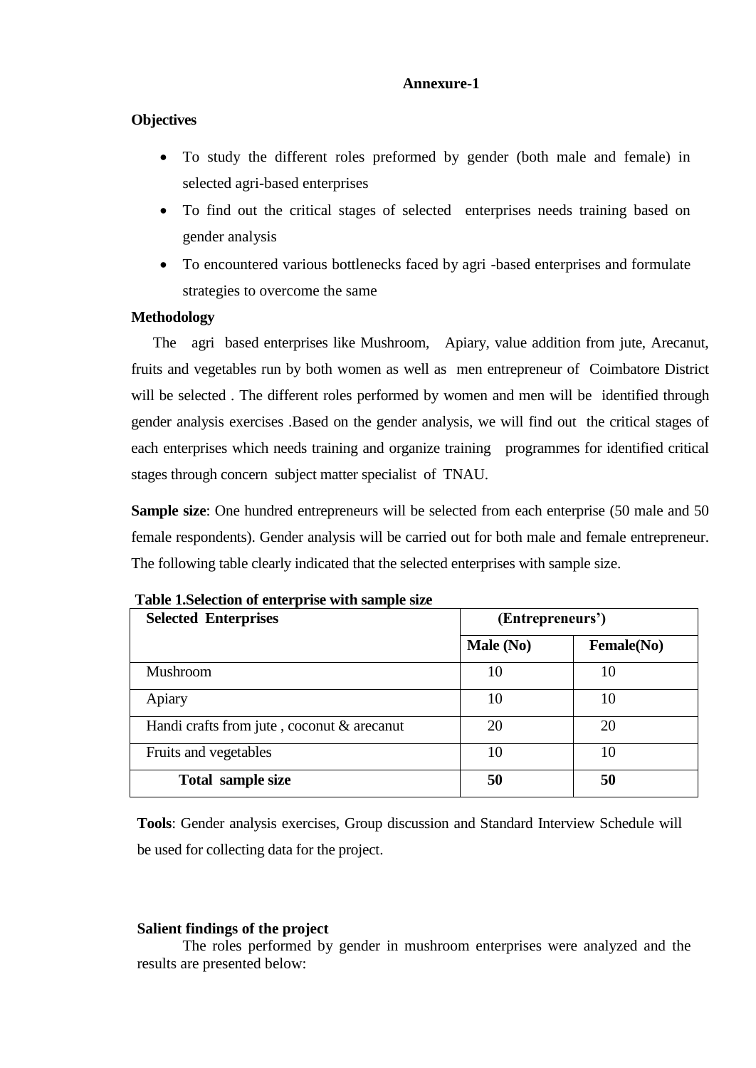**Annexure-1**

**Objectives**

- To study the different roles preformed by gender (both male and female) in selected agri-based enterprises
- To find out the critical stages of selected enterprises needs training based on gender analysis
- To encountered various bottlenecks faced by agri -based enterprises and formulate strategies to overcome the same

**Methodology**

The agri based enterprises like Mushroom, Apiary, value addition from jute, Arecanut, fruits and vegetables run by both women as well as men entrepreneur of Coimbatore District will be selected . The different roles performed by women and men will be identified through gender analysis exercises .Based on the gender analysis, we will find out the critical stages of each enterprises which needs training and organize training programmes for identified critical stages through concern subject matter specialist of TNAU.

**Sample size**: One hundred entrepreneurs will be selected from each enterprise (50 male and 50 female respondents). Gender analysis will be carried out for both male and female entrepreneur. The following table clearly indicated that the selected enterprises with sample size.

**Table 1.Selection of enterprise with sample size**

| Selected Enterprises | (Entrepreneurs') | |
|---|---|---|
| | Male (No) | Female(No) |
| Mushroom | 10 | 10 |
| Apiary | 10 | 10 |
| Handi crafts from jute , coconut & arecanut | 20 | 20 |
| Fruits and vegetables | 10 | 10 |
| **Total sample size** | **50** | **50** |

**Tools**: Gender analysis exercises, Group discussion and Standard Interview Schedule will be used for collecting data for the project.

**Salient findings of the project**

The roles performed by gender in mushroom enterprises were analyzed and the results are presented below: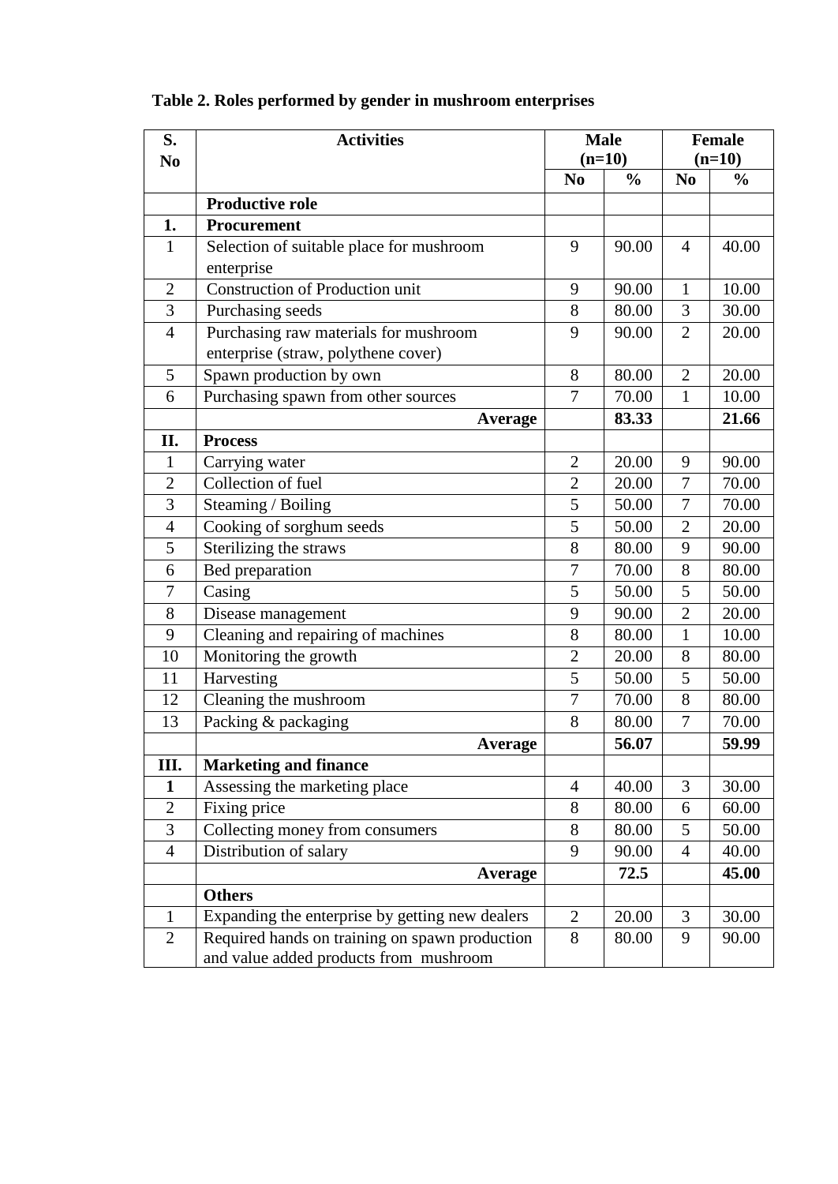**Table 2. Roles performed by gender in mushroom enterprises**

| S. No | Activities | Male (n=10) | | Female (n=10) | |
|---|---|---|---|---|---|
| | | No | % | No | % |
| | **Productive role** | | | | |
| **1.** | **Procurement** | | | | |
| 1 | Selection of suitable place for mushroom enterprise | 9 | 90.00 | 4 | 40.00 |
| 2 | Construction of Production unit | 9 | 90.00 | 1 | 10.00 |
| 3 | Purchasing seeds | 8 | 80.00 | 3 | 30.00 |
| 4 | Purchasing raw materials for mushroom enterprise (straw, polythene cover) | 9 | 90.00 | 2 | 20.00 |
| 5 | Spawn production by own | 8 | 80.00 | 2 | 20.00 |
| 6 | Purchasing spawn from other sources | 7 | 70.00 | 1 | 10.00 |
| | **Average** | | **83.33** | | **21.66** |
| **II.** | **Process** | | | | |
| 1 | Carrying water | 2 | 20.00 | 9 | 90.00 |
| 2 | Collection of fuel | 2 | 20.00 | 7 | 70.00 |
| 3 | Steaming / Boiling | 5 | 50.00 | 7 | 70.00 |
| 4 | Cooking of sorghum seeds | 5 | 50.00 | 2 | 20.00 |
| 5 | Sterilizing the straws | 8 | 80.00 | 9 | 90.00 |
| 6 | Bed preparation | 7 | 70.00 | 8 | 80.00 |
| 7 | Casing | 5 | 50.00 | 5 | 50.00 |
| 8 | Disease management | 9 | 90.00 | 2 | 20.00 |
| 9 | Cleaning and repairing of machines | 8 | 80.00 | 1 | 10.00 |
| 10 | Monitoring the growth | 2 | 20.00 | 8 | 80.00 |
| 11 | Harvesting | 5 | 50.00 | 5 | 50.00 |
| 12 | Cleaning the mushroom | 7 | 70.00 | 8 | 80.00 |
| 13 | Packing & packaging | 8 | 80.00 | 7 | 70.00 |
| | **Average** | | **56.07** | | **59.99** |
| **III.** | **Marketing and finance** | | | | |
| **1** | Assessing the marketing place | 4 | 40.00 | 3 | 30.00 |
| 2 | Fixing price | 8 | 80.00 | 6 | 60.00 |
| 3 | Collecting money from consumers | 8 | 80.00 | 5 | 50.00 |
| 4 | Distribution of salary | 9 | 90.00 | 4 | 40.00 |
| | **Average** | | **72.5** | | **45.00** |
| | **Others** | | | | |
| 1 | Expanding the enterprise by getting new dealers | 2 | 20.00 | 3 | 30.00 |
| 2 | Required hands on training on spawn production and value added products from mushroom | 8 | 80.00 | 9 | 90.00 |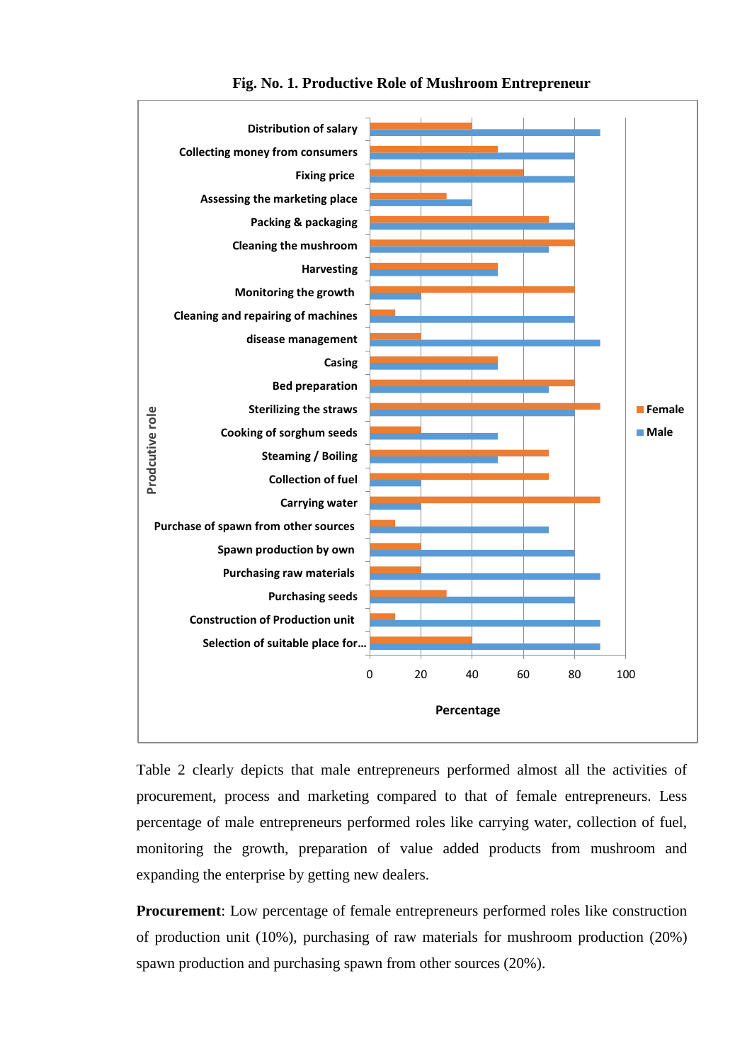**Fig. No. 1. Productive Role of Mushroom Entrepreneur**

Table 2 clearly depicts that male entrepreneurs performed almost all the activities of procurement, process and marketing compared to that of female entrepreneurs. Less percentage of male entrepreneurs performed roles like carrying water, collection of fuel, monitoring the growth, preparation of value added products from mushroom and expanding the enterprise by getting new dealers.

**Procurement**: Low percentage of female entrepreneurs performed roles like construction of production unit (10%), purchasing of raw materials for mushroom production (20%) spawn production and purchasing spawn from other sources (20%).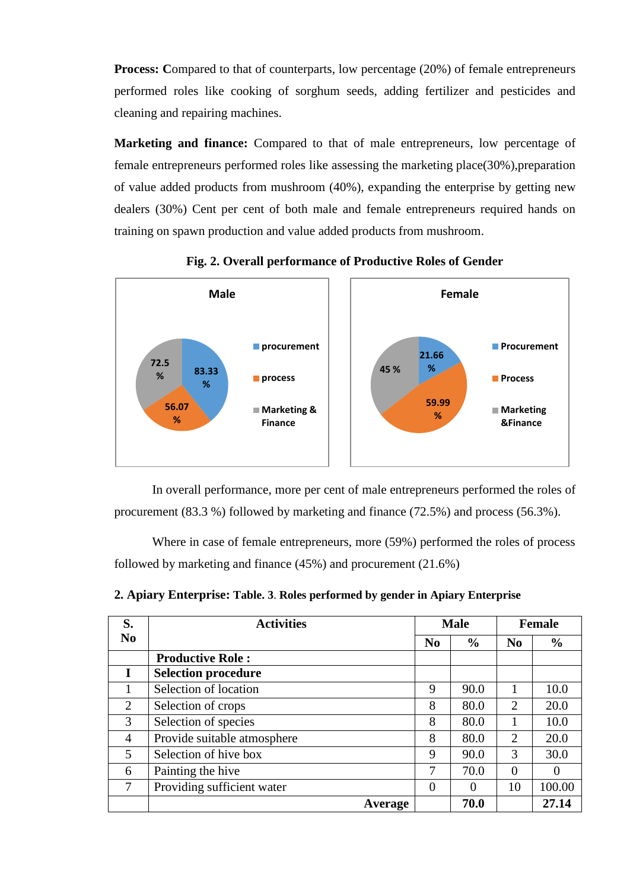**Process:** Compared to that of counterparts, low percentage (20%) of female entrepreneurs performed roles like cooking of sorghum seeds, adding fertilizer and pesticides and cleaning and repairing machines.

**Marketing and finance:** Compared to that of male entrepreneurs, low percentage of female entrepreneurs performed roles like assessing the marketing place(30%),preparation of value added products from mushroom (40%), expanding the enterprise by getting new dealers (30%) Cent per cent of both male and female entrepreneurs required hands on training on spawn production and value added products from mushroom.

**Fig. 2. Overall performance of Productive Roles of Gender**

In overall performance, more per cent of male entrepreneurs performed the roles of procurement (83.3 %) followed by marketing and finance (72.5%) and process (56.3%).

Where in case of female entrepreneurs, more (59%) performed the roles of process followed by marketing and finance (45%) and procurement (21.6%)

**2. Apiary Enterprise: Table. 3. Roles performed by gender in Apiary Enterprise**

| S. No | Activities | Male | | Female | |
|---|---|---|---|---|---|
| | | No | % | No | % |
| | **Productive Role :** | | | | |
| **I** | **Selection procedure** | | | | |
| 1 | Selection of location | 9 | 90.0 | 1 | 10.0 |
| 2 | Selection of crops | 8 | 80.0 | 2 | 20.0 |
| 3 | Selection of species | 8 | 80.0 | 1 | 10.0 |
| 4 | Provide suitable atmosphere | 8 | 80.0 | 2 | 20.0 |
| 5 | Selection of hive box | 9 | 90.0 | 3 | 30.0 |
| 6 | Painting the hive | 7 | 70.0 | 0 | 0 |
| 7 | Providing sufficient water | 0 | 0 | 10 | 100.00 |
| | **Average** | | **70.0** | | **27.14** |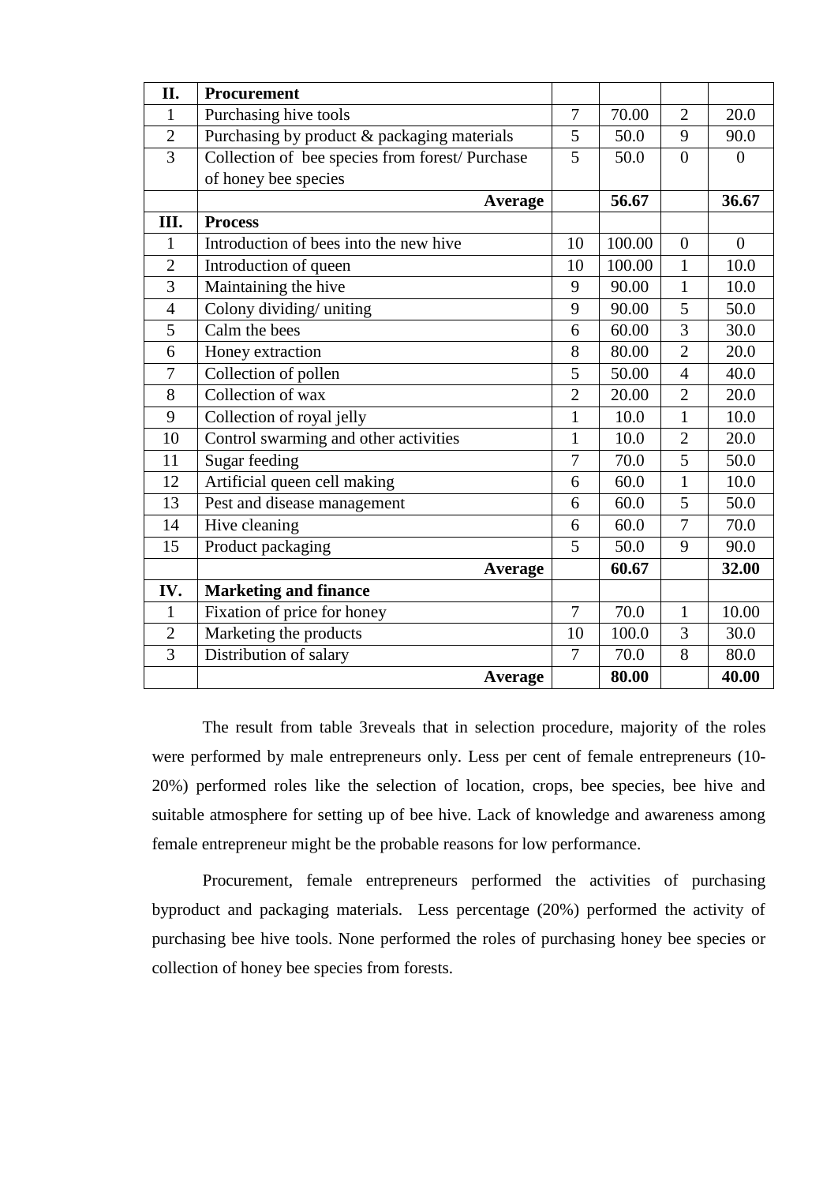| II. | **Procurement** | | | | |
|---|---|---|---|---|---|
| 1 | Purchasing hive tools | 7 | 70.00 | 2 | 20.0 |
| 2 | Purchasing by product & packaging materials | 5 | 50.0 | 9 | 90.0 |
| 3 | Collection of bee species from forest/ Purchase of honey bee species | 5 | 50.0 | 0 | 0 |
| | **Average** | | **56.67** | | **36.67** |
| **III.** | **Process** | | | | |
| 1 | Introduction of bees into the new hive | 10 | 100.00 | 0 | 0 |
| 2 | Introduction of queen | 10 | 100.00 | 1 | 10.0 |
| 3 | Maintaining the hive | 9 | 90.00 | 1 | 10.0 |
| 4 | Colony dividing/ uniting | 9 | 90.00 | 5 | 50.0 |
| 5 | Calm the bees | 6 | 60.00 | 3 | 30.0 |
| 6 | Honey extraction | 8 | 80.00 | 2 | 20.0 |
| 7 | Collection of pollen | 5 | 50.00 | 4 | 40.0 |
| 8 | Collection of wax | 2 | 20.00 | 2 | 20.0 |
| 9 | Collection of royal jelly | 1 | 10.0 | 1 | 10.0 |
| 10 | Control swarming and other activities | 1 | 10.0 | 2 | 20.0 |
| 11 | Sugar feeding | 7 | 70.0 | 5 | 50.0 |
| 12 | Artificial queen cell making | 6 | 60.0 | 1 | 10.0 |
| 13 | Pest and disease management | 6 | 60.0 | 5 | 50.0 |
| 14 | Hive cleaning | 6 | 60.0 | 7 | 70.0 |
| 15 | Product packaging | 5 | 50.0 | 9 | 90.0 |
| | **Average** | | **60.67** | | **32.00** |
| **IV.** | **Marketing and finance** | | | | |
| 1 | Fixation of price for honey | 7 | 70.0 | 1 | 10.00 |
| 2 | Marketing the products | 10 | 100.0 | 3 | 30.0 |
| 3 | Distribution of salary | 7 | 70.0 | 8 | 80.0 |
| | **Average** | | **80.00** | | **40.00** |

The result from table 3reveals that in selection procedure, majority of the roles were performed by male entrepreneurs only. Less per cent of female entrepreneurs (10-20%) performed roles like the selection of location, crops, bee species, bee hive and suitable atmosphere for setting up of bee hive. Lack of knowledge and awareness among female entrepreneur might be the probable reasons for low performance.

Procurement, female entrepreneurs performed the activities of purchasing byproduct and packaging materials. Less percentage (20%) performed the activity of purchasing bee hive tools. None performed the roles of purchasing honey bee species or collection of honey bee species from forests.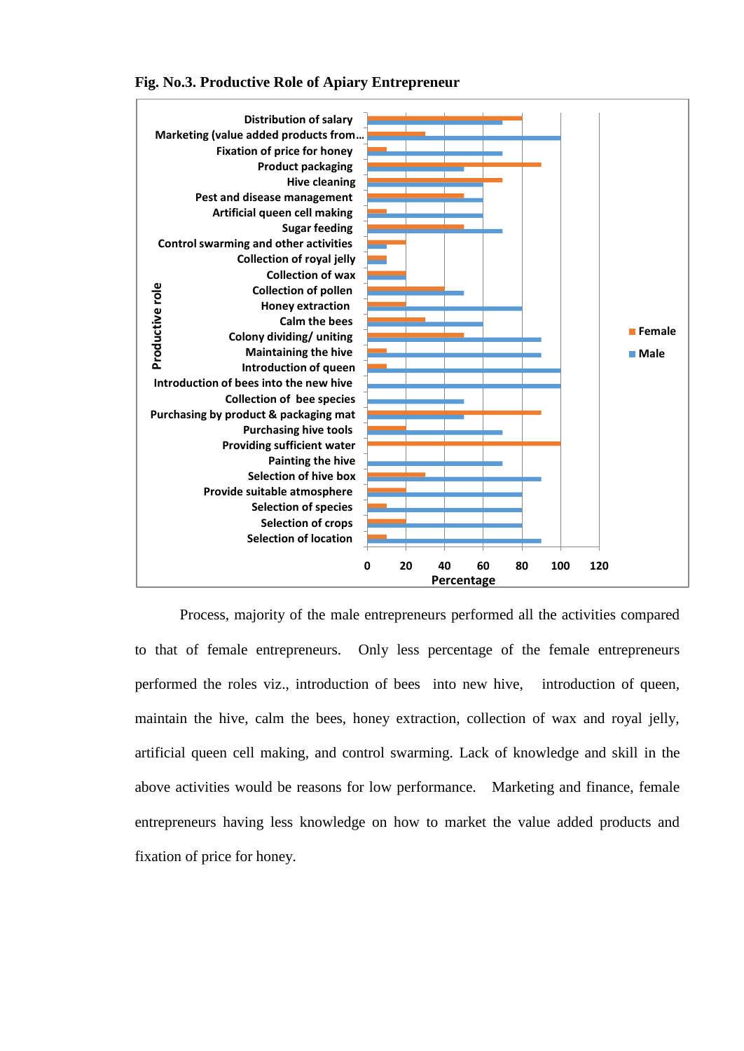**Fig. No.3. Productive Role of Apiary Entrepreneur**

| Productive role | Female (%) | Male (%) |
|---|---|---|
| Distribution of salary | 80 | 70 |
| Marketing (value added products from... | 30 | 100 |
| Fixation of price for honey | 10 | 70 |
| Product packaging | 90 | 50 |
| Hive cleaning | 70 | 60 |
| Pest and disease management | 50 | 60 |
| Artificial queen cell making | 10 | 60 |
| Sugar feeding | 50 | 70 |
| Control swarming and other activities | 20 | 10 |
| Collection of royal jelly | 10 | 10 |
| Collection of wax | 20 | 20 |
| Collection of pollen | 40 | 50 |
| Honey extraction | 20 | 80 |
| Calm the bees | 30 | 60 |
| Colony dividing/ uniting | 50 | 90 |
| Maintaining the hive | 10 | 90 |
| Introduction of queen | 10 | 100 |
| Introduction of bees into the new hive | 0 | 100 |
| Collection of bee species | 0 | 50 |
| Purchasing by product & packaging mat | 90 | 50 |
| Purchasing hive tools | 20 | 70 |
| Providing sufficient water | 100 | 0 |
| Painting the hive | 0 | 70 |
| Selection of hive box | 30 | 90 |
| Provide suitable atmosphere | 20 | 80 |
| Selection of species | 10 | 80 |
| Selection of crops | 20 | 80 |
| Selection of location | 10 | 90 |

Process, majority of the male entrepreneurs performed all the activities compared to that of female entrepreneurs. Only less percentage of the female entrepreneurs performed the roles viz., introduction of bees into new hive, introduction of queen, maintain the hive, calm the bees, honey extraction, collection of wax and royal jelly, artificial queen cell making, and control swarming. Lack of knowledge and skill in the above activities would be reasons for low performance. Marketing and finance, female entrepreneurs having less knowledge on how to market the value added products and fixation of price for honey.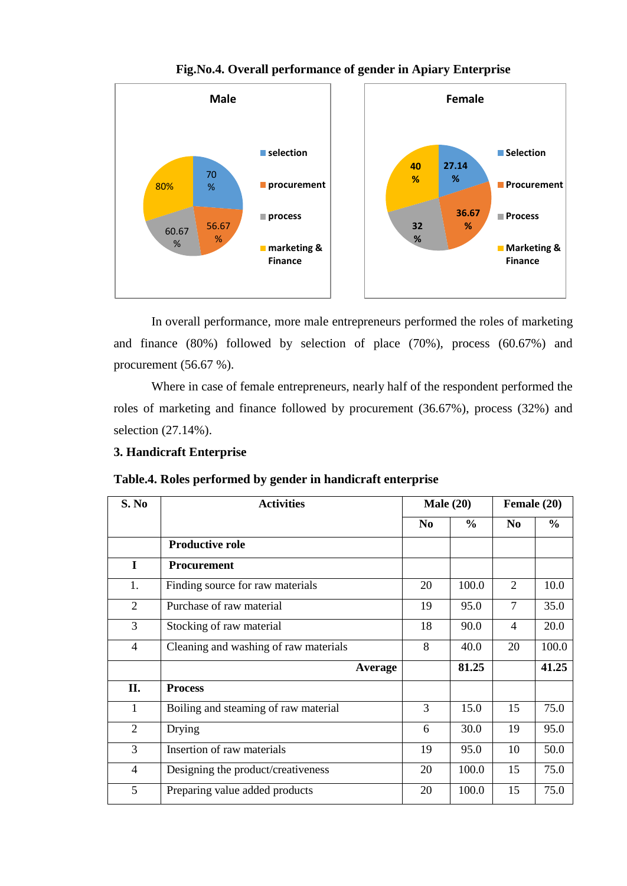**Fig.No.4. Overall performance of gender in Apiary Enterprise**

In overall performance, more male entrepreneurs performed the roles of marketing and finance (80%) followed by selection of place (70%), process (60.67%) and procurement (56.67 %).

Where in case of female entrepreneurs, nearly half of the respondent performed the roles of marketing and finance followed by procurement (36.67%), process (32%) and selection (27.14%).

**3. Handicraft Enterprise**

**Table.4. Roles performed by gender in handicraft enterprise**

| S. No | Activities | Male (20) | | Female (20) | |
|---|---|---|---|---|---|
| | | No | % | No | % |
| | **Productive role** | | | | |
| **I** | **Procurement** | | | | |
| 1. | Finding source for raw materials | 20 | 100.0 | 2 | 10.0 |
| 2 | Purchase of raw material | 19 | 95.0 | 7 | 35.0 |
| 3 | Stocking of raw material | 18 | 90.0 | 4 | 20.0 |
| 4 | Cleaning and washing of raw materials | 8 | 40.0 | 20 | 100.0 |
| | **Average** | | **81.25** | | **41.25** |
| **II.** | **Process** | | | | |
| 1 | Boiling and steaming of raw material | 3 | 15.0 | 15 | 75.0 |
| 2 | Drying | 6 | 30.0 | 19 | 95.0 |
| 3 | Insertion of raw materials | 19 | 95.0 | 10 | 50.0 |
| 4 | Designing the product/creativeness | 20 | 100.0 | 15 | 75.0 |
| 5 | Preparing value added products | 20 | 100.0 | 15 | 75.0 |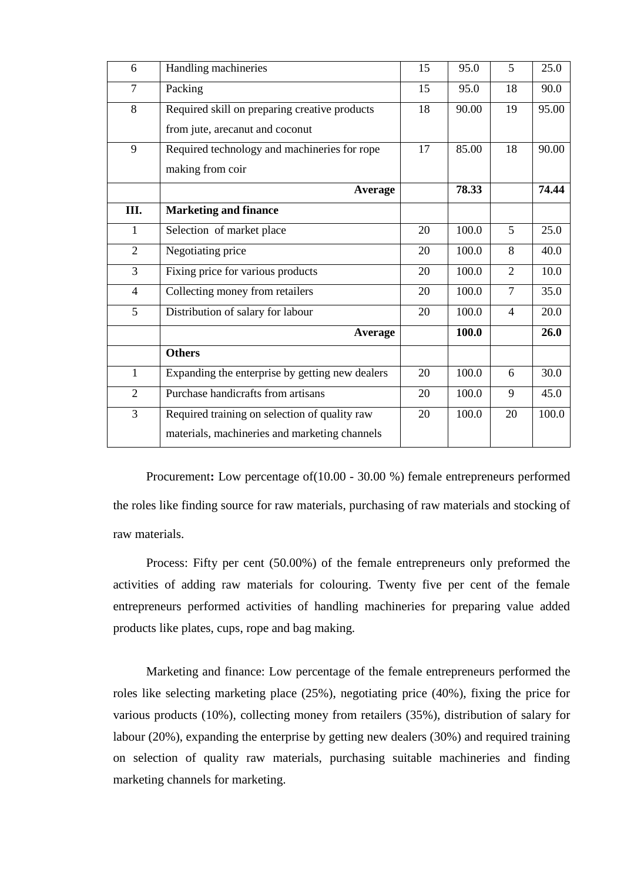| | | | | | |
|---|---|---|---|---|---|
| 6 | Handling machineries | 15 | 95.0 | 5 | 25.0 |
| 7 | Packing | 15 | 95.0 | 18 | 90.0 |
| 8 | Required skill on preparing creative products from jute, arecanut and coconut | 18 | 90.00 | 19 | 95.00 |
| 9 | Required technology and machineries for rope making from coir | 17 | 85.00 | 18 | 90.00 |
| | **Average** | | **78.33** | | **74.44** |
| **III.** | **Marketing and finance** | | | | |
| 1 | Selection of market place | 20 | 100.0 | 5 | 25.0 |
| 2 | Negotiating price | 20 | 100.0 | 8 | 40.0 |
| 3 | Fixing price for various products | 20 | 100.0 | 2 | 10.0 |
| 4 | Collecting money from retailers | 20 | 100.0 | 7 | 35.0 |
| 5 | Distribution of salary for labour | 20 | 100.0 | 4 | 20.0 |
| | **Average** | | **100.0** | | **26.0** |
| | **Others** | | | | |
| 1 | Expanding the enterprise by getting new dealers | 20 | 100.0 | 6 | 30.0 |
| 2 | Purchase handicrafts from artisans | 20 | 100.0 | 9 | 45.0 |
| 3 | Required training on selection of quality raw materials, machineries and marketing channels | 20 | 100.0 | 20 | 100.0 |

Procurement**:** Low percentage of(10.00 - 30.00 %) female entrepreneurs performed the roles like finding source for raw materials, purchasing of raw materials and stocking of raw materials.

Process: Fifty per cent (50.00%) of the female entrepreneurs only preformed the activities of adding raw materials for colouring. Twenty five per cent of the female entrepreneurs performed activities of handling machineries for preparing value added products like plates, cups, rope and bag making.

Marketing and finance: Low percentage of the female entrepreneurs performed the roles like selecting marketing place (25%), negotiating price (40%), fixing the price for various products (10%), collecting money from retailers (35%), distribution of salary for labour (20%), expanding the enterprise by getting new dealers (30%) and required training on selection of quality raw materials, purchasing suitable machineries and finding marketing channels for marketing.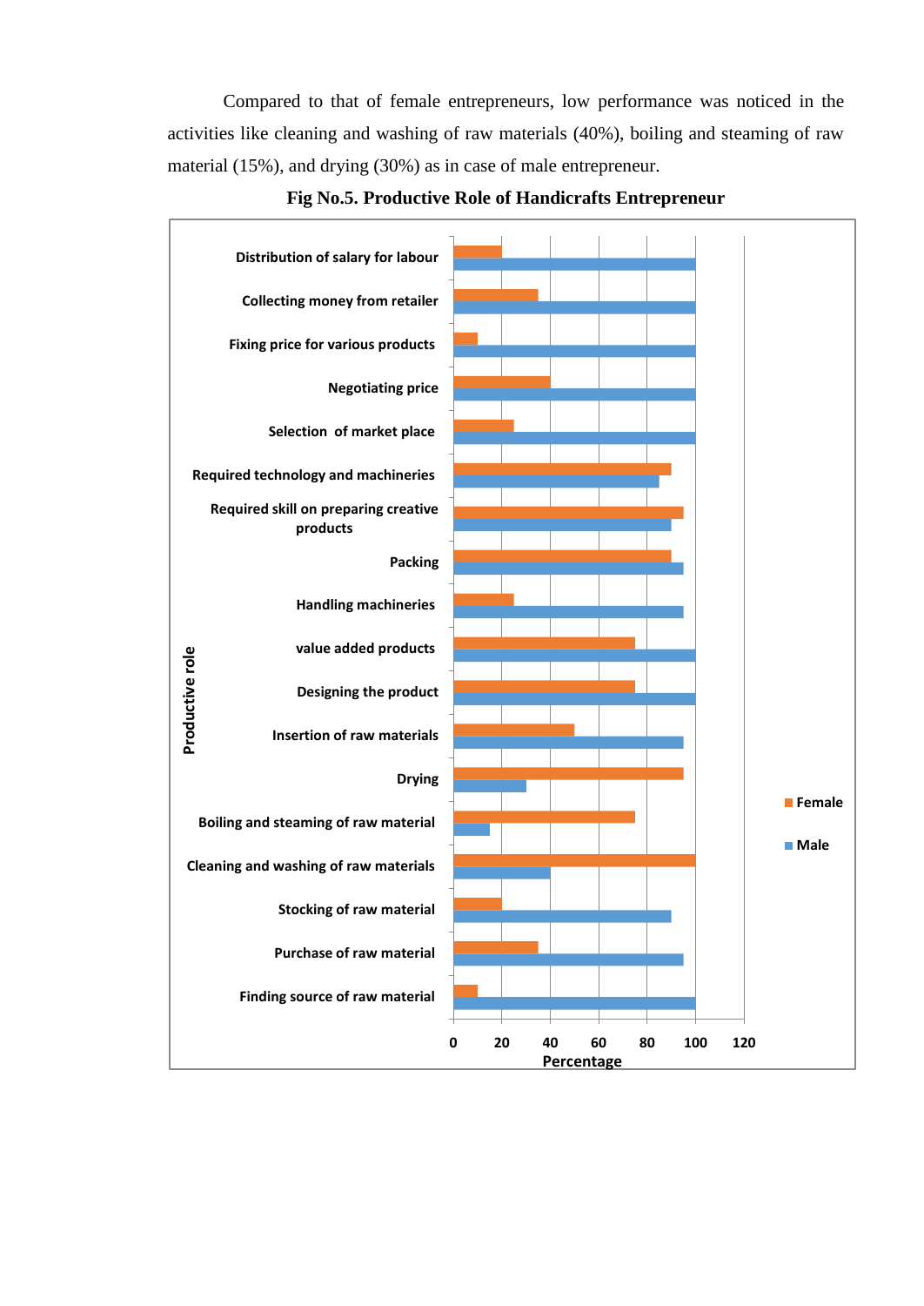Compared to that of female entrepreneurs, low performance was noticed in the activities like cleaning and washing of raw materials (40%), boiling and steaming of raw material (15%), and drying (30%) as in case of male entrepreneur.

**Fig No.5. Productive Role of Handicrafts Entrepreneur**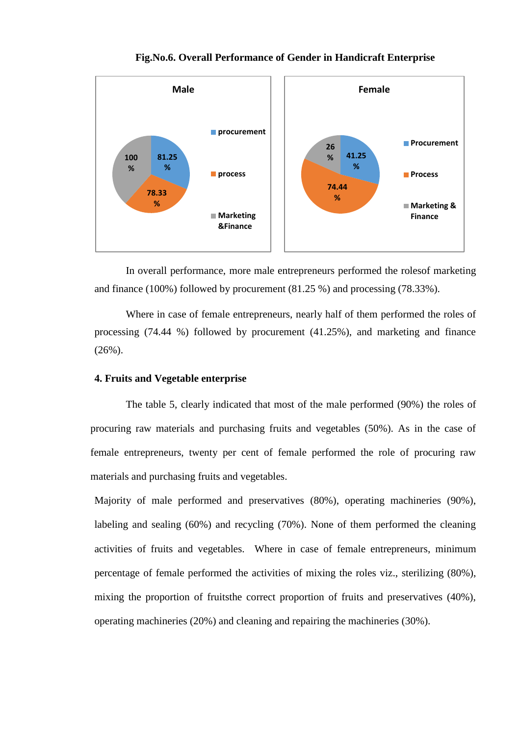**Fig.No.6. Overall Performance of Gender in Handicraft Enterprise**

In overall performance, more male entrepreneurs performed the rolesof marketing and finance (100%) followed by procurement (81.25 %) and processing (78.33%).

Where in case of female entrepreneurs, nearly half of them performed the roles of processing (74.44 %) followed by procurement (41.25%), and marketing and finance (26%).

**4. Fruits and Vegetable enterprise**

The table 5, clearly indicated that most of the male performed (90%) the roles of procuring raw materials and purchasing fruits and vegetables (50%). As in the case of female entrepreneurs, twenty per cent of female performed the role of procuring raw materials and purchasing fruits and vegetables.

Majority of male performed and preservatives (80%), operating machineries (90%), labeling and sealing (60%) and recycling (70%). None of them performed the cleaning activities of fruits and vegetables. Where in case of female entrepreneurs, minimum percentage of female performed the activities of mixing the roles viz., sterilizing (80%), mixing the proportion of fruitsthe correct proportion of fruits and preservatives (40%), operating machineries (20%) and cleaning and repairing the machineries (30%).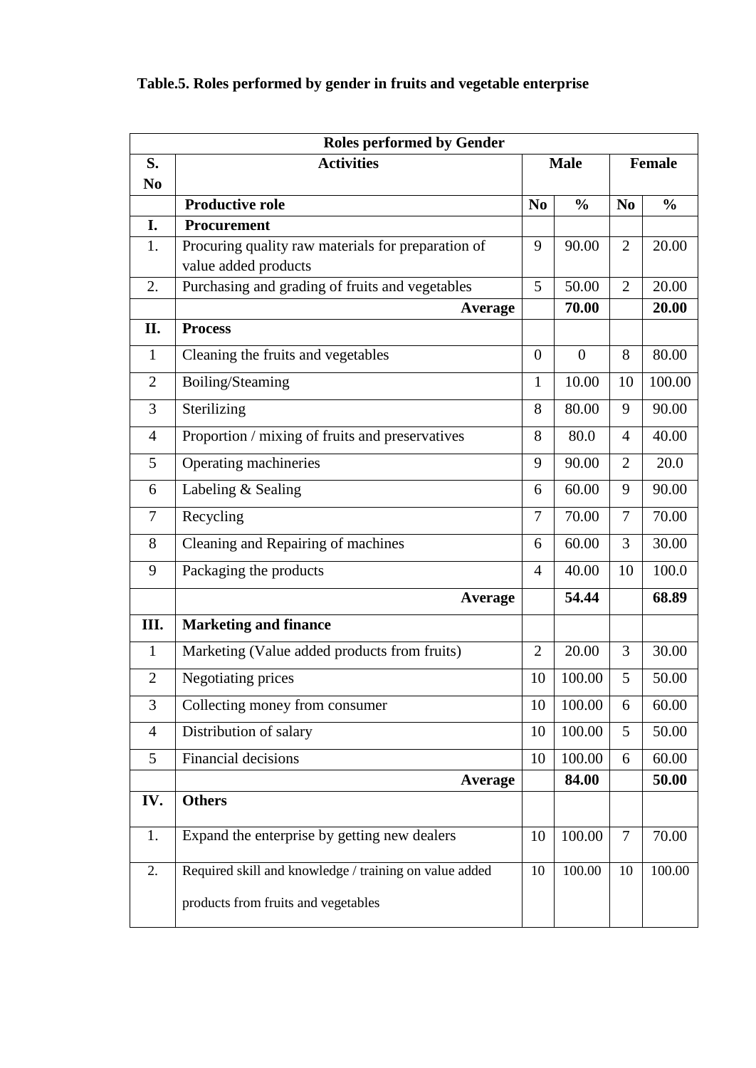**Table.5. Roles performed by gender in fruits and vegetable enterprise**

| Roles performed by Gender | | | | | |
|---|---|---|---|---|---|
| **S. No** | **Activities** | **Male** | | **Female** | |
| | **Productive role** | **No** | **%** | **No** | **%** |
| **I.** | **Procurement** | | | | |
| 1. | Procuring quality raw materials for preparation of value added products | 9 | 90.00 | 2 | 20.00 |
| 2. | Purchasing and grading of fruits and vegetables | 5 | 50.00 | 2 | 20.00 |
| | **Average** | | **70.00** | | **20.00** |
| **II.** | **Process** | | | | |
| 1 | Cleaning the fruits and vegetables | 0 | 0 | 8 | 80.00 |
| 2 | Boiling/Steaming | 1 | 10.00 | 10 | 100.00 |
| 3 | Sterilizing | 8 | 80.00 | 9 | 90.00 |
| 4 | Proportion / mixing of fruits and preservatives | 8 | 80.0 | 4 | 40.00 |
| 5 | Operating machineries | 9 | 90.00 | 2 | 20.0 |
| 6 | Labeling & Sealing | 6 | 60.00 | 9 | 90.00 |
| 7 | Recycling | 7 | 70.00 | 7 | 70.00 |
| 8 | Cleaning and Repairing of machines | 6 | 60.00 | 3 | 30.00 |
| 9 | Packaging the products | 4 | 40.00 | 10 | 100.0 |
| | **Average** | | **54.44** | | **68.89** |
| **III.** | **Marketing and finance** | | | | |
| 1 | Marketing (Value added products from fruits) | 2 | 20.00 | 3 | 30.00 |
| 2 | Negotiating prices | 10 | 100.00 | 5 | 50.00 |
| 3 | Collecting money from consumer | 10 | 100.00 | 6 | 60.00 |
| 4 | Distribution of salary | 10 | 100.00 | 5 | 50.00 |
| 5 | Financial decisions | 10 | 100.00 | 6 | 60.00 |
| | **Average** | | **84.00** | | **50.00** |
| **IV.** | **Others** | | | | |
| 1. | Expand the enterprise by getting new dealers | 10 | 100.00 | 7 | 70.00 |
| 2. | Required skill and knowledge / training on value added products from fruits and vegetables | 10 | 100.00 | 10 | 100.00 |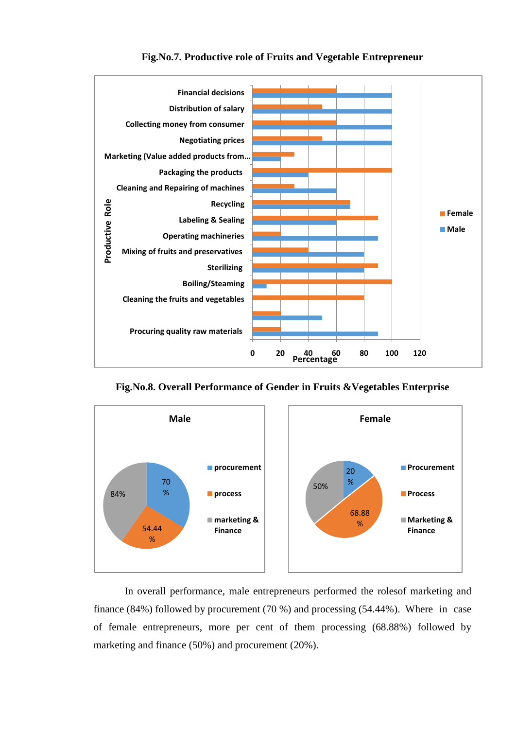**Fig.No.7. Productive role of Fruits and Vegetable Entrepreneur**

**Fig.No.8. Overall Performance of Gender in Fruits &Vegetables Enterprise**

In overall performance, male entrepreneurs performed the rolesof marketing and finance (84%) followed by procurement (70 %) and processing (54.44%). Where in case of female entrepreneurs, more per cent of them processing (68.88%) followed by marketing and finance (50%) and procurement (20%).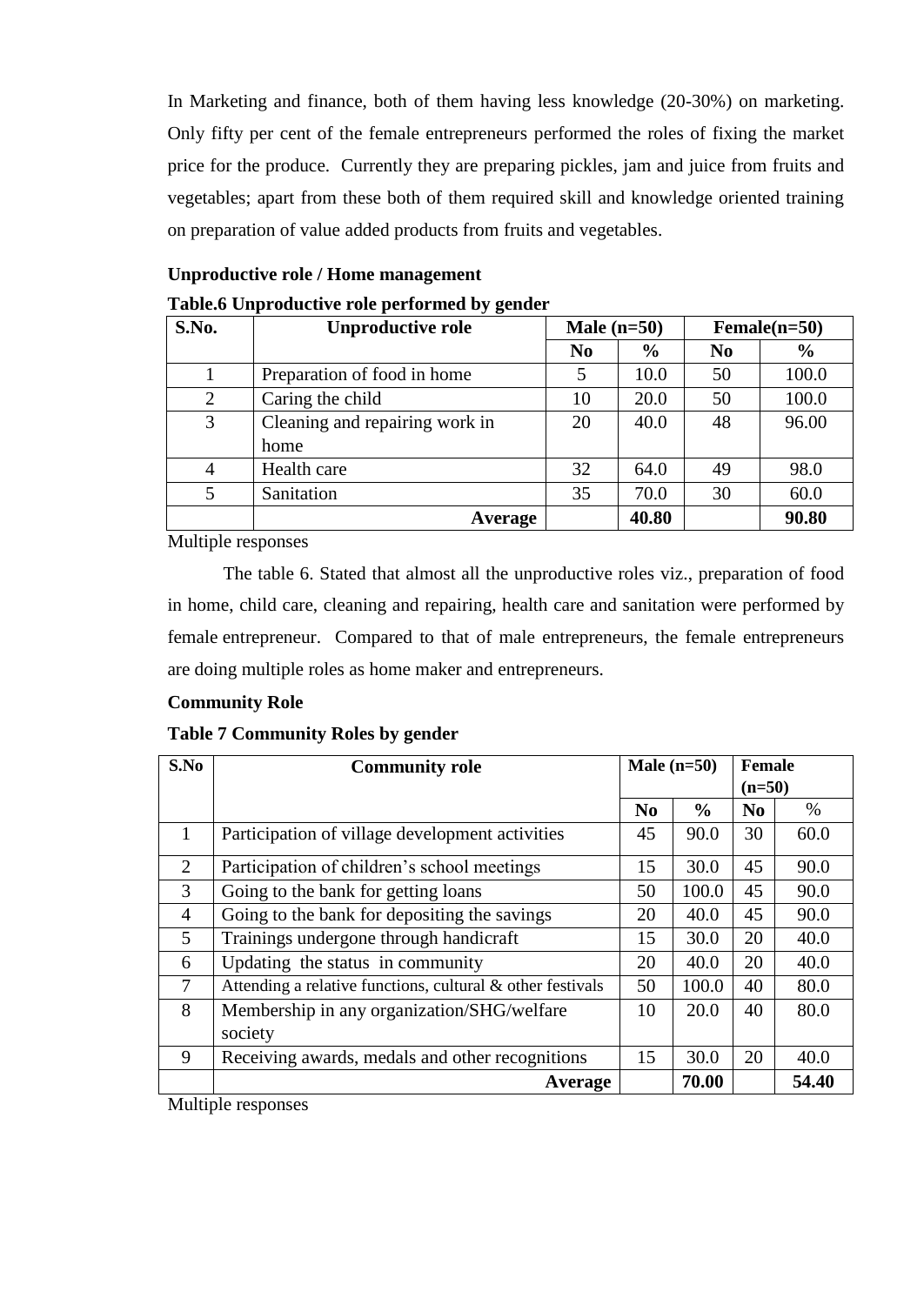In Marketing and finance, both of them having less knowledge (20-30%) on marketing. Only fifty per cent of the female entrepreneurs performed the roles of fixing the market price for the produce. Currently they are preparing pickles, jam and juice from fruits and vegetables; apart from these both of them required skill and knowledge oriented training on preparation of value added products from fruits and vegetables.

**Unproductive role / Home management**

**Table.6 Unproductive role performed by gender**

| S.No. | Unproductive role | Male (n=50) | | Female(n=50) | |
|---|---|---|---|---|---|
| | | No | % | No | % |
| 1 | Preparation of food in home | 5 | 10.0 | 50 | 100.0 |
| 2 | Caring the child | 10 | 20.0 | 50 | 100.0 |
| 3 | Cleaning and repairing work in home | 20 | 40.0 | 48 | 96.00 |
| 4 | Health care | 32 | 64.0 | 49 | 98.0 |
| 5 | Sanitation | 35 | 70.0 | 30 | 60.0 |
| | **Average** | | **40.80** | | **90.80** |

Multiple responses

The table 6. Stated that almost all the unproductive roles viz., preparation of food in home, child care, cleaning and repairing, health care and sanitation were performed by female entrepreneur. Compared to that of male entrepreneurs, the female entrepreneurs are doing multiple roles as home maker and entrepreneurs.

**Community Role**

**Table 7 Community Roles by gender**

| S.No | Community role | Male (n=50) | | Female (n=50) | |
|---|---|---|---|---|---|
| | | No | % | No | % |
| 1 | Participation of village development activities | 45 | 90.0 | 30 | 60.0 |
| 2 | Participation of children's school meetings | 15 | 30.0 | 45 | 90.0 |
| 3 | Going to the bank for getting loans | 50 | 100.0 | 45 | 90.0 |
| 4 | Going to the bank for depositing the savings | 20 | 40.0 | 45 | 90.0 |
| 5 | Trainings undergone through handicraft | 15 | 30.0 | 20 | 40.0 |
| 6 | Updating the status in community | 20 | 40.0 | 20 | 40.0 |
| 7 | Attending a relative functions, cultural & other festivals | 50 | 100.0 | 40 | 80.0 |
| 8 | Membership in any organization/SHG/welfare society | 10 | 20.0 | 40 | 80.0 |
| 9 | Receiving awards, medals and other recognitions | 15 | 30.0 | 20 | 40.0 |
| | **Average** | | **70.00** | | **54.40** |

Multiple responses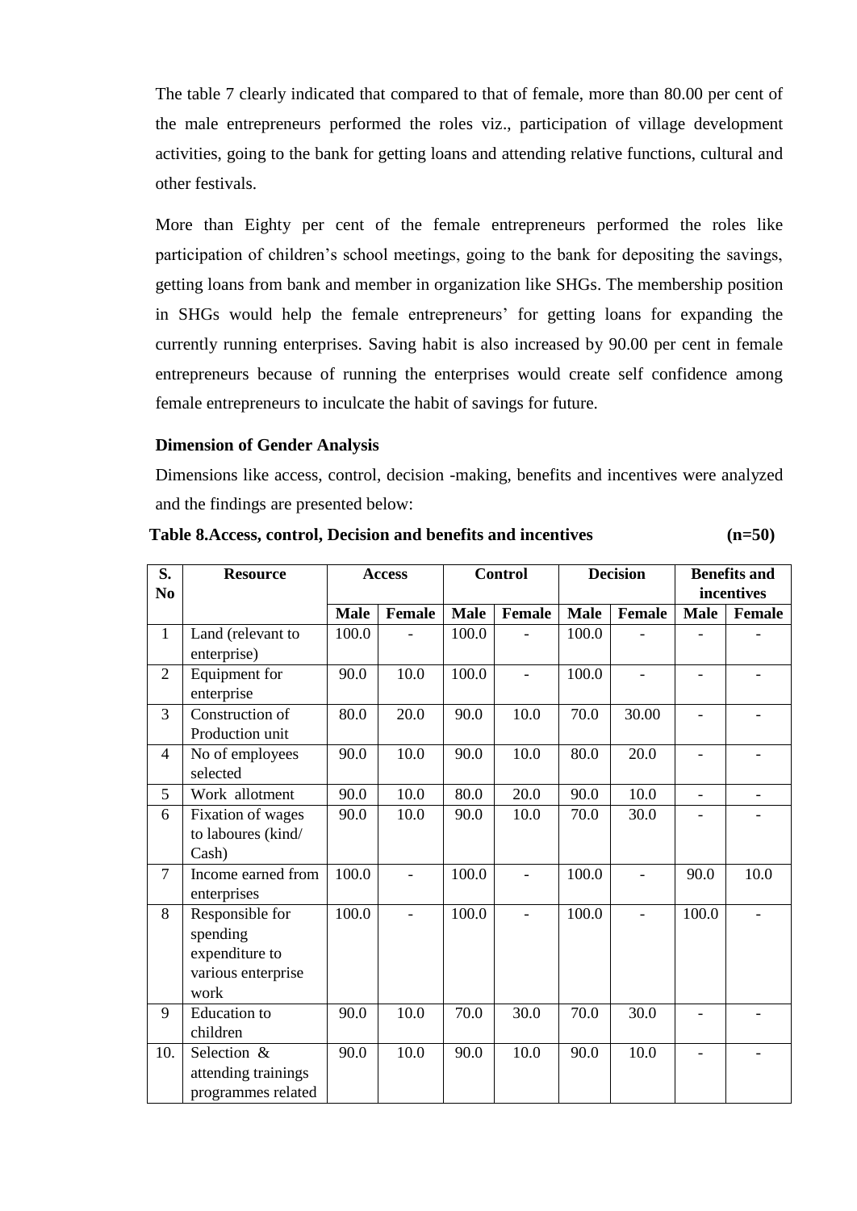The table 7 clearly indicated that compared to that of female, more than 80.00 per cent of the male entrepreneurs performed the roles viz., participation of village development activities, going to the bank for getting loans and attending relative functions, cultural and other festivals.

More than Eighty per cent of the female entrepreneurs performed the roles like participation of children's school meetings, going to the bank for depositing the savings, getting loans from bank and member in organization like SHGs. The membership position in SHGs would help the female entrepreneurs' for getting loans for expanding the currently running enterprises. Saving habit is also increased by 90.00 per cent in female entrepreneurs because of running the enterprises would create self confidence among female entrepreneurs to inculcate the habit of savings for future.

**Dimension of Gender Analysis**

Dimensions like access, control, decision -making, benefits and incentives were analyzed and the findings are presented below:

**Table 8.Access, control, Decision and benefits and incentives (n=50)**

| S. No | Resource | Access | | Control | | Decision | | Benefits and incentives | |
|---|---|---|---|---|---|---|---|---|---|
| | | Male | Female | Male | Female | Male | Female | Male | Female |
| 1 | Land (relevant to enterprise) | 100.0 | - | 100.0 | - | 100.0 | - | - | - |
| 2 | Equipment for enterprise | 90.0 | 10.0 | 100.0 | - | 100.0 | - | - | - |
| 3 | Construction of Production unit | 80.0 | 20.0 | 90.0 | 10.0 | 70.0 | 30.00 | - | - |
| 4 | No of employees selected | 90.0 | 10.0 | 90.0 | 10.0 | 80.0 | 20.0 | - | - |
| 5 | Work allotment | 90.0 | 10.0 | 80.0 | 20.0 | 90.0 | 10.0 | - | - |
| 6 | Fixation of wages to laboures (kind/ Cash) | 90.0 | 10.0 | 90.0 | 10.0 | 70.0 | 30.0 | - | - |
| 7 | Income earned from enterprises | 100.0 | - | 100.0 | - | 100.0 | - | 90.0 | 10.0 |
| 8 | Responsible for spending expenditure to various enterprise work | 100.0 | - | 100.0 | - | 100.0 | - | 100.0 | - |
| 9 | Education to children | 90.0 | 10.0 | 70.0 | 30.0 | 70.0 | 30.0 | - | - |
| 10. | Selection & attending trainings programmes related | 90.0 | 10.0 | 90.0 | 10.0 | 90.0 | 10.0 | - | - |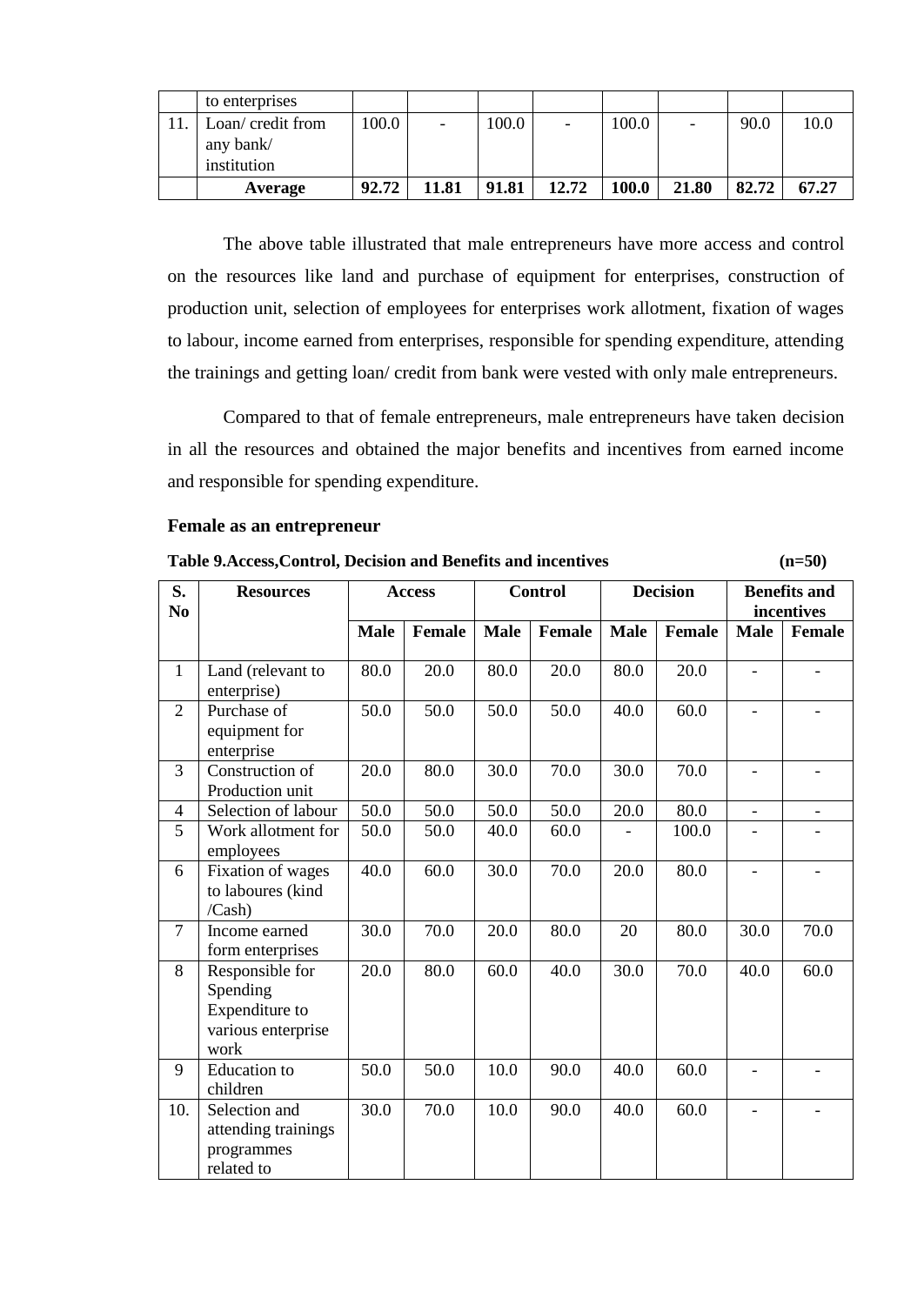|  | to enterprises |  |  |  |  |  |  |  |  |
|---|---|---|---|---|---|---|---|---|---|
| 11. | Loan/ credit from any bank/ institution | 100.0 | - | 100.0 | - | 100.0 | - | 90.0 | 10.0 |
|  | **Average** | **92.72** | **11.81** | **91.81** | **12.72** | **100.0** | **21.80** | **82.72** | **67.27** |

The above table illustrated that male entrepreneurs have more access and control on the resources like land and purchase of equipment for enterprises, construction of production unit, selection of employees for enterprises work allotment, fixation of wages to labour, income earned from enterprises, responsible for spending expenditure, attending the trainings and getting loan/ credit from bank were vested with only male entrepreneurs.

Compared to that of female entrepreneurs, male entrepreneurs have taken decision in all the resources and obtained the major benefits and incentives from earned income and responsible for spending expenditure.

**Female as an entrepreneur**

**Table 9.Access,Control, Decision and Benefits and incentives (n=50)**

| S. No | Resources | Access | | Control | | Decision | | Benefits and incentives | |
|---|---|---|---|---|---|---|---|---|---|
|  |  | Male | Female | Male | Female | Male | Female | Male | Female |
| 1 | Land (relevant to enterprise) | 80.0 | 20.0 | 80.0 | 20.0 | 80.0 | 20.0 | - | - |
| 2 | Purchase of equipment for enterprise | 50.0 | 50.0 | 50.0 | 50.0 | 40.0 | 60.0 | - | - |
| 3 | Construction of Production unit | 20.0 | 80.0 | 30.0 | 70.0 | 30.0 | 70.0 | - | - |
| 4 | Selection of labour | 50.0 | 50.0 | 50.0 | 50.0 | 20.0 | 80.0 | - | - |
| 5 | Work allotment for employees | 50.0 | 50.0 | 40.0 | 60.0 | - | 100.0 | - | - |
| 6 | Fixation of wages to laboures (kind /Cash) | 40.0 | 60.0 | 30.0 | 70.0 | 20.0 | 80.0 | - | - |
| 7 | Income earned form enterprises | 30.0 | 70.0 | 20.0 | 80.0 | 20 | 80.0 | 30.0 | 70.0 |
| 8 | Responsible for Spending Expenditure to various enterprise work | 20.0 | 80.0 | 60.0 | 40.0 | 30.0 | 70.0 | 40.0 | 60.0 |
| 9 | Education to children | 50.0 | 50.0 | 10.0 | 90.0 | 40.0 | 60.0 | - | - |
| 10. | Selection and attending trainings programmes related to | 30.0 | 70.0 | 10.0 | 90.0 | 40.0 | 60.0 | - | - |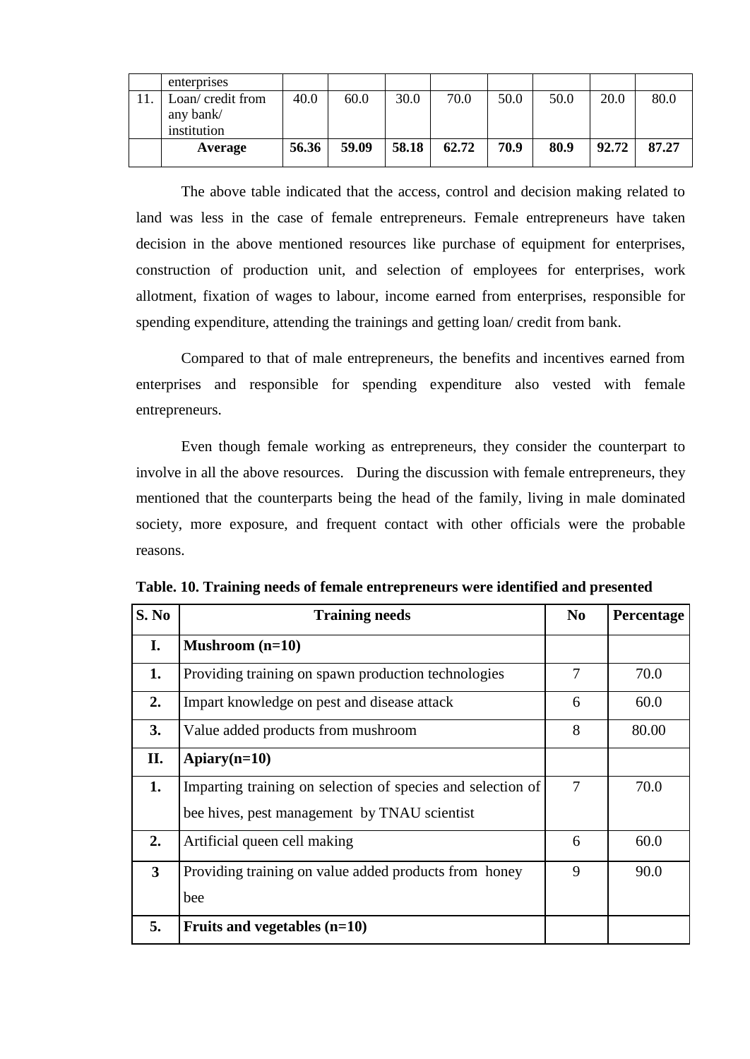|  | enterprises |  |  |  |  |  |  |  |  |
|---|---|---|---|---|---|---|---|---|---|
| 11. | Loan/ credit from any bank/ institution | 40.0 | 60.0 | 30.0 | 70.0 | 50.0 | 50.0 | 20.0 | 80.0 |
|  | **Average** | **56.36** | **59.09** | **58.18** | **62.72** | **70.9** | **80.9** | **92.72** | **87.27** |

The above table indicated that the access, control and decision making related to land was less in the case of female entrepreneurs. Female entrepreneurs have taken decision in the above mentioned resources like purchase of equipment for enterprises, construction of production unit, and selection of employees for enterprises, work allotment, fixation of wages to labour, income earned from enterprises, responsible for spending expenditure, attending the trainings and getting loan/ credit from bank.

Compared to that of male entrepreneurs, the benefits and incentives earned from enterprises and responsible for spending expenditure also vested with female entrepreneurs.

Even though female working as entrepreneurs, they consider the counterpart to involve in all the above resources. During the discussion with female entrepreneurs, they mentioned that the counterparts being the head of the family, living in male dominated society, more exposure, and frequent contact with other officials were the probable reasons.

**Table. 10. Training needs of female entrepreneurs were identified and presented**

| S. No | Training needs | No | Percentage |
|---|---|---|---|
| **I.** | **Mushroom (n=10)** |  |  |
| **1.** | Providing training on spawn production technologies | 7 | 70.0 |
| **2.** | Impart knowledge on pest and disease attack | 6 | 60.0 |
| **3.** | Value added products from mushroom | 8 | 80.00 |
| **II.** | **Apiary(n=10)** |  |  |
| **1.** | Imparting training on selection of species and selection of bee hives, pest management by TNAU scientist | 7 | 70.0 |
| **2.** | Artificial queen cell making | 6 | 60.0 |
| **3** | Providing training on value added products from honey bee | 9 | 90.0 |
| **5.** | **Fruits and vegetables (n=10)** |  |  |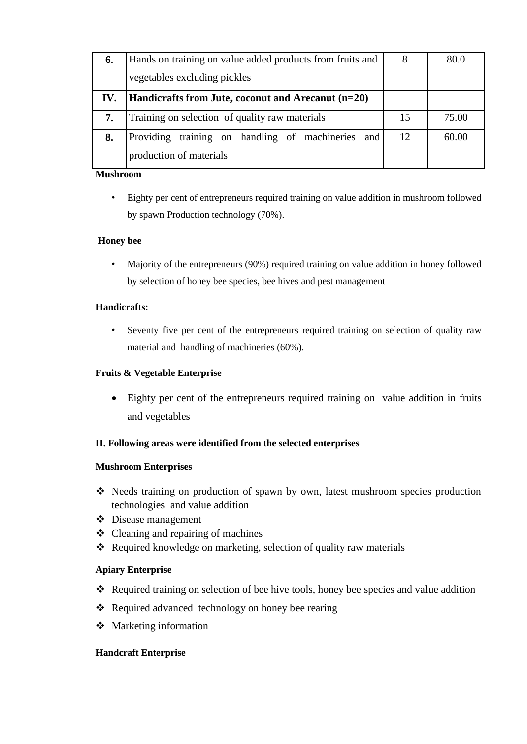| | | | |
|---|---|---|---|
| **6.** | Hands on training on value added products from fruits and vegetables excluding pickles | 8 | 80.0 |
| **IV.** | **Handicrafts from Jute, coconut and Arecanut (n=20)** | | |
| **7.** | Training on selection of quality raw materials | 15 | 75.00 |
| **8.** | Providing training on handling of machineries and production of materials | 12 | 60.00 |

**Mushroom**

- Eighty per cent of entrepreneurs required training on value addition in mushroom followed by spawn Production technology (70%).

**Honey bee**

- Majority of the entrepreneurs (90%) required training on value addition in honey followed by selection of honey bee species, bee hives and pest management

**Handicrafts:**

- Seventy five per cent of the entrepreneurs required training on selection of quality raw material and handling of machineries (60%).

**Fruits & Vegetable Enterprise**

- Eighty per cent of the entrepreneurs required training on value addition in fruits and vegetables

**II. Following areas were identified from the selected enterprises**

**Mushroom Enterprises**

- Needs training on production of spawn by own, latest mushroom species production technologies and value addition
- Disease management
- Cleaning and repairing of machines
- Required knowledge on marketing, selection of quality raw materials

**Apiary Enterprise**

- Required training on selection of bee hive tools, honey bee species and value addition
- Required advanced technology on honey bee rearing
- Marketing information

**Handcraft Enterprise**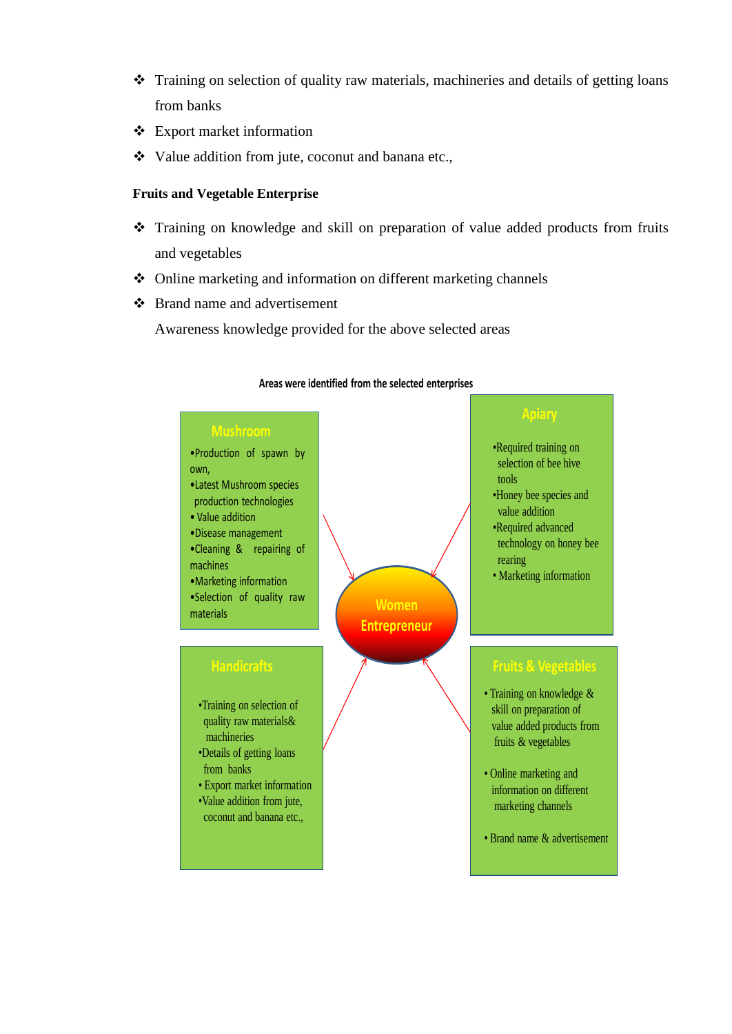- Training on selection of quality raw materials, machineries and details of getting loans from banks
- Export market information
- Value addition from jute, coconut and banana etc.,

**Fruits and Vegetable Enterprise**

- Training on knowledge and skill on preparation of value added products from fruits and vegetables
- Online marketing and information on different marketing channels
- Brand name and advertisement

Awareness knowledge provided for the above selected areas

**Areas were identified from the selected enterprises**

**Women Entrepreneur**

**Mushroom**

- Production of spawn by own,
- Latest Mushroom species production technologies
- Value addition
- Disease management
- Cleaning & repairing of machines
- Marketing information
- Selection of quality raw materials

**Apiary**

- Required training on selection of bee hive tools
- Honey bee species and value addition
- Required advanced technology on honey bee rearing
- Marketing information

**Handicrafts**

- Training on selection of quality raw materials& machineries
- Details of getting loans from banks
- Export market information
- Value addition from jute, coconut and banana etc.,

**Fruits & Vegetables**

- Training on knowledge & skill on preparation of value added products from fruits & vegetables
- Online marketing and information on different marketing channels
- Brand name & advertisement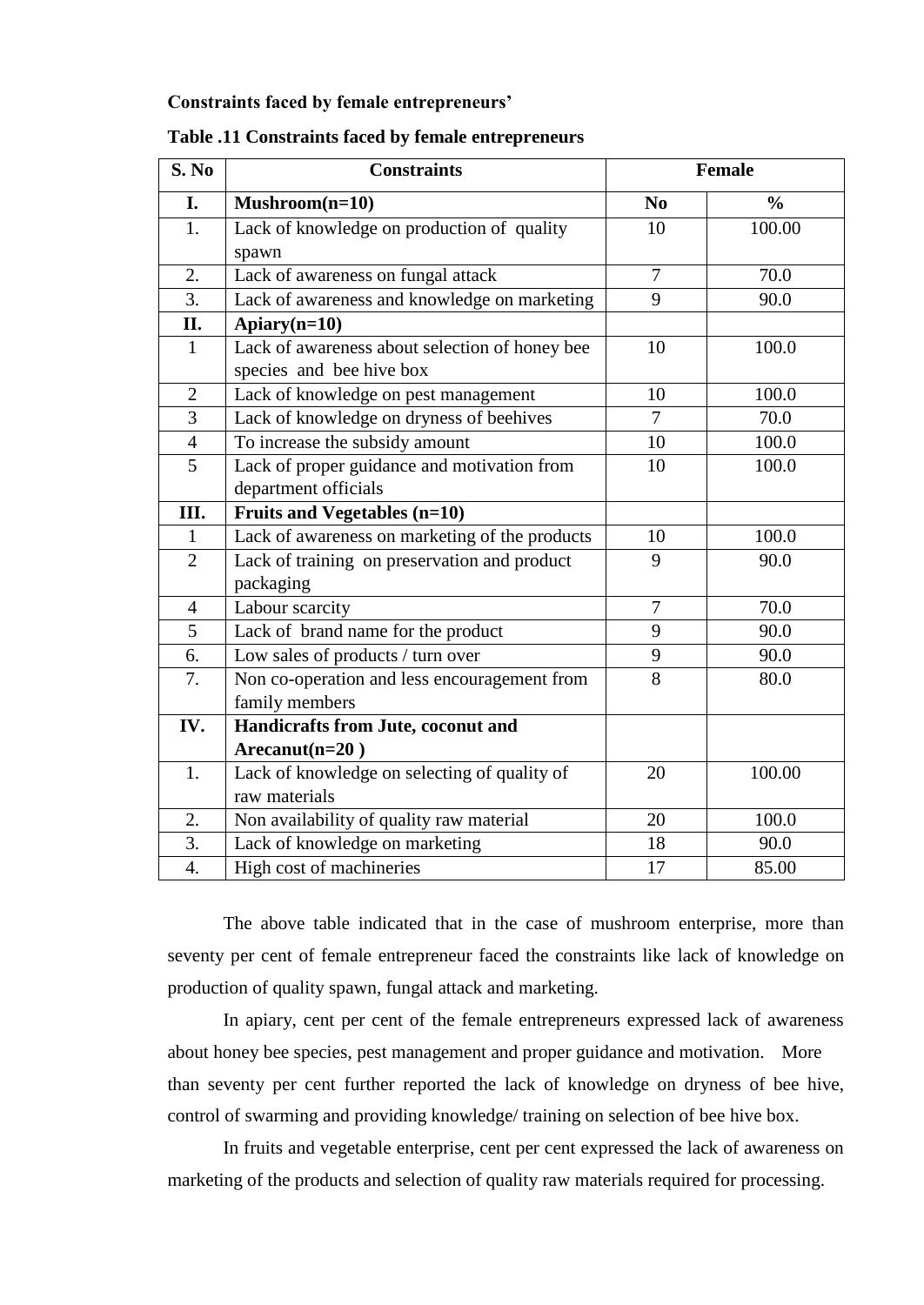**Constraints faced by female entrepreneurs'**

**Table .11 Constraints faced by female entrepreneurs**

| S. No | Constraints | Female | |
|---|---|---|---|
| **I.** | **Mushroom(n=10)** | **No** | **%** |
| 1. | Lack of knowledge on production of quality spawn | 10 | 100.00 |
| 2. | Lack of awareness on fungal attack | 7 | 70.0 |
| 3. | Lack of awareness and knowledge on marketing | 9 | 90.0 |
| **II.** | **Apiary(n=10)** | | |
| 1 | Lack of awareness about selection of honey bee species and bee hive box | 10 | 100.0 |
| 2 | Lack of knowledge on pest management | 10 | 100.0 |
| 3 | Lack of knowledge on dryness of beehives | 7 | 70.0 |
| 4 | To increase the subsidy amount | 10 | 100.0 |
| 5 | Lack of proper guidance and motivation from department officials | 10 | 100.0 |
| **III.** | **Fruits and Vegetables (n=10)** | | |
| 1 | Lack of awareness on marketing of the products | 10 | 100.0 |
| 2 | Lack of training on preservation and product packaging | 9 | 90.0 |
| 4 | Labour scarcity | 7 | 70.0 |
| 5 | Lack of brand name for the product | 9 | 90.0 |
| 6. | Low sales of products / turn over | 9 | 90.0 |
| 7. | Non co-operation and less encouragement from family members | 8 | 80.0 |
| **IV.** | **Handicrafts from Jute, coconut and Arecanut(n=20 )** | | |
| 1. | Lack of knowledge on selecting of quality of raw materials | 20 | 100.00 |
| 2. | Non availability of quality raw material | 20 | 100.0 |
| 3. | Lack of knowledge on marketing | 18 | 90.0 |
| 4. | High cost of machineries | 17 | 85.00 |

The above table indicated that in the case of mushroom enterprise, more than seventy per cent of female entrepreneur faced the constraints like lack of knowledge on production of quality spawn, fungal attack and marketing.

In apiary, cent per cent of the female entrepreneurs expressed lack of awareness about honey bee species, pest management and proper guidance and motivation. More than seventy per cent further reported the lack of knowledge on dryness of bee hive, control of swarming and providing knowledge/ training on selection of bee hive box.

In fruits and vegetable enterprise, cent per cent expressed the lack of awareness on marketing of the products and selection of quality raw materials required for processing.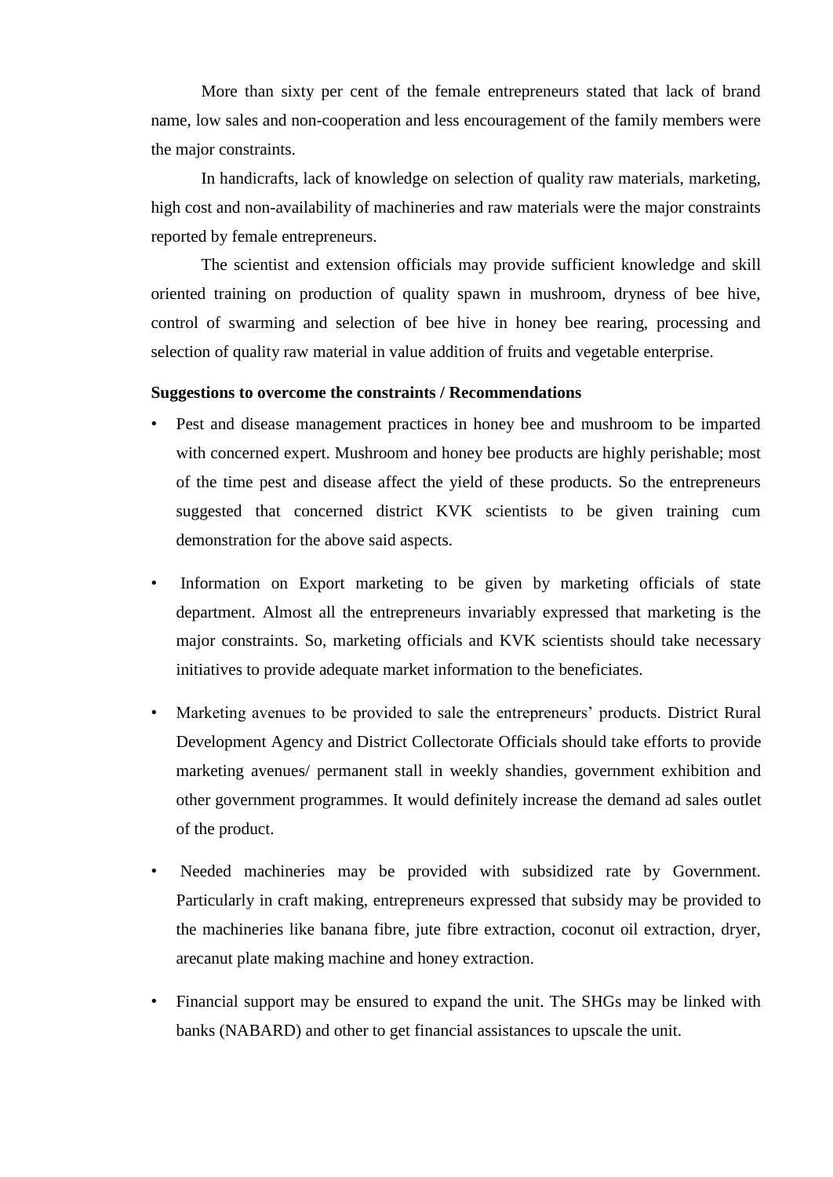More than sixty per cent of the female entrepreneurs stated that lack of brand name, low sales and non-cooperation and less encouragement of the family members were the major constraints.

In handicrafts, lack of knowledge on selection of quality raw materials, marketing, high cost and non-availability of machineries and raw materials were the major constraints reported by female entrepreneurs.

The scientist and extension officials may provide sufficient knowledge and skill oriented training on production of quality spawn in mushroom, dryness of bee hive, control of swarming and selection of bee hive in honey bee rearing, processing and selection of quality raw material in value addition of fruits and vegetable enterprise.

**Suggestions to overcome the constraints / Recommendations**

- Pest and disease management practices in honey bee and mushroom to be imparted with concerned expert. Mushroom and honey bee products are highly perishable; most of the time pest and disease affect the yield of these products. So the entrepreneurs suggested that concerned district KVK scientists to be given training cum demonstration for the above said aspects.

- Information on Export marketing to be given by marketing officials of state department. Almost all the entrepreneurs invariably expressed that marketing is the major constraints. So, marketing officials and KVK scientists should take necessary initiatives to provide adequate market information to the beneficiates.

- Marketing avenues to be provided to sale the entrepreneurs' products. District Rural Development Agency and District Collectorate Officials should take efforts to provide marketing avenues/ permanent stall in weekly shandies, government exhibition and other government programmes. It would definitely increase the demand ad sales outlet of the product.

- Needed machineries may be provided with subsidized rate by Government. Particularly in craft making, entrepreneurs expressed that subsidy may be provided to the machineries like banana fibre, jute fibre extraction, coconut oil extraction, dryer, arecanut plate making machine and honey extraction.

- Financial support may be ensured to expand the unit. The SHGs may be linked with banks (NABARD) and other to get financial assistances to upscale the unit.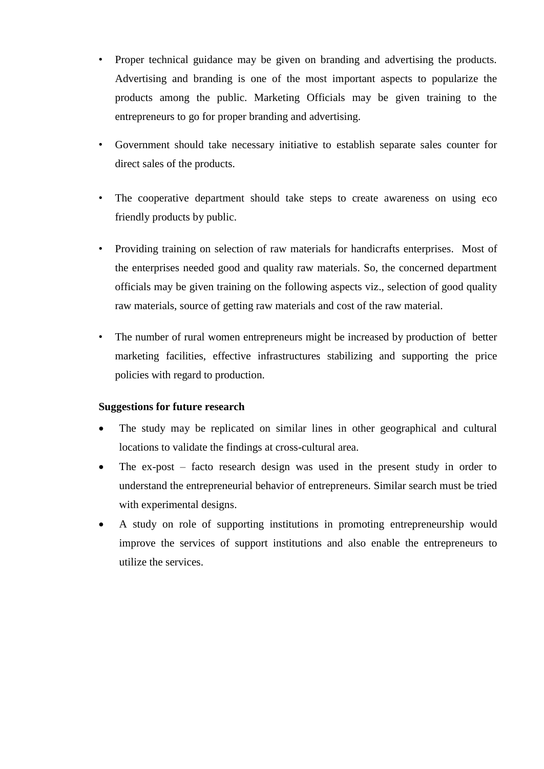- Proper technical guidance may be given on branding and advertising the products. Advertising and branding is one of the most important aspects to popularize the products among the public. Marketing Officials may be given training to the entrepreneurs to go for proper branding and advertising.

- Government should take necessary initiative to establish separate sales counter for direct sales of the products.

- The cooperative department should take steps to create awareness on using eco friendly products by public.

- Providing training on selection of raw materials for handicrafts enterprises. Most of the enterprises needed good and quality raw materials. So, the concerned department officials may be given training on the following aspects viz., selection of good quality raw materials, source of getting raw materials and cost of the raw material.

- The number of rural women entrepreneurs might be increased by production of better marketing facilities, effective infrastructures stabilizing and supporting the price policies with regard to production.

**Suggestions for future research**

- The study may be replicated on similar lines in other geographical and cultural locations to validate the findings at cross-cultural area.
- The ex-post – facto research design was used in the present study in order to understand the entrepreneurial behavior of entrepreneurs. Similar search must be tried with experimental designs.
- A study on role of supporting institutions in promoting entrepreneurship would improve the services of support institutions and also enable the entrepreneurs to utilize the services.